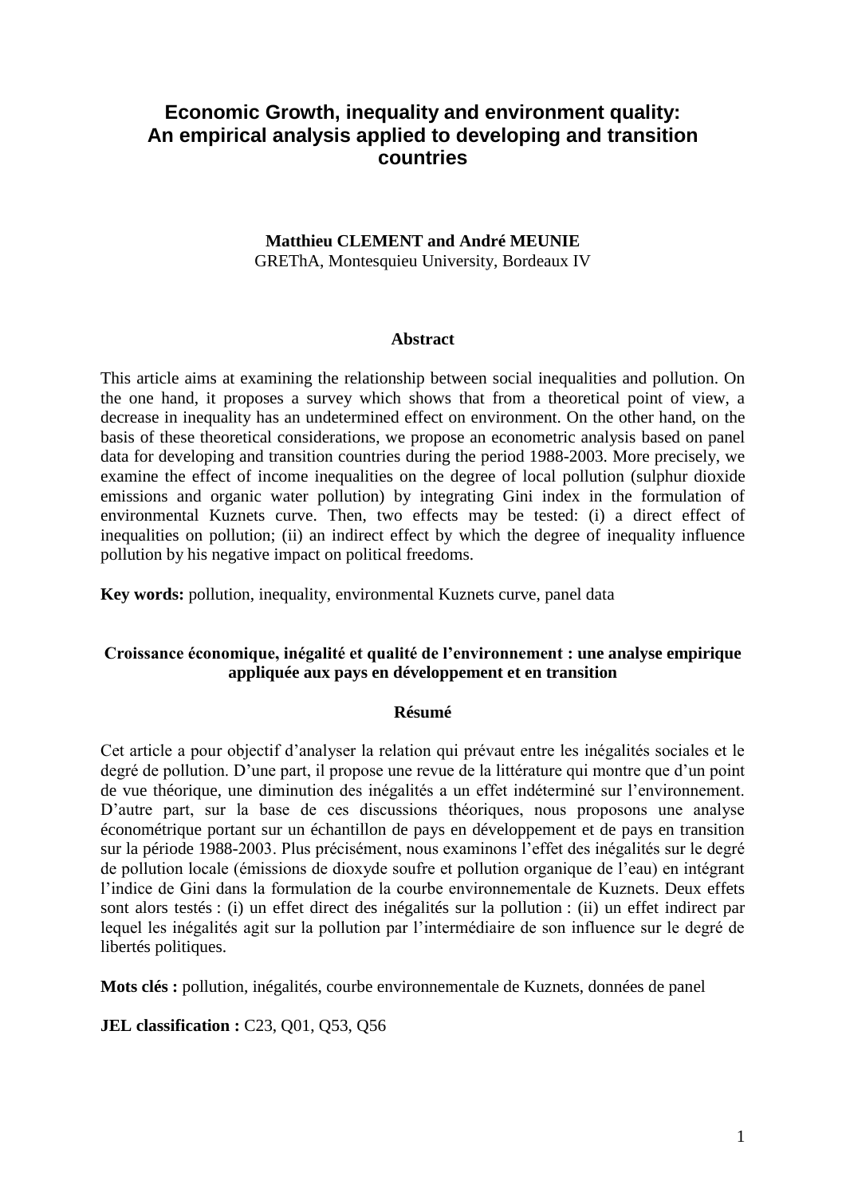# Economic Growth, inequality and environment quality: An empirical analysis applied to developing and transition countries

**Matthieu CLEMENT and André MEUNIE**
GREThA, Montesquieu University, Bordeaux IV

## Abstract

This article aims at examining the relationship between social inequalities and pollution. On the one hand, it proposes a survey which shows that from a theoretical point of view, a decrease in inequality has an undetermined effect on environment. On the other hand, on the basis of these theoretical considerations, we propose an econometric analysis based on panel data for developing and transition countries during the period 1988-2003. More precisely, we examine the effect of income inequalities on the degree of local pollution (sulphur dioxide emissions and organic water pollution) by integrating Gini index in the formulation of environmental Kuznets curve. Then, two effects may be tested: (i) a direct effect of inequalities on pollution; (ii) an indirect effect by which the degree of inequality influence pollution by his negative impact on political freedoms.

**Key words:** pollution, inequality, environmental Kuznets curve, panel data

## Croissance économique, inégalité et qualité de l'environnement : une analyse empirique appliquée aux pays en développement et en transition

### Résumé

Cet article a pour objectif d'analyser la relation qui prévaut entre les inégalités sociales et le degré de pollution. D'une part, il propose une revue de la littérature qui montre que d'un point de vue théorique, une diminution des inégalités a un effet indéterminé sur l'environnement. D'autre part, sur la base de ces discussions théoriques, nous proposons une analyse économétrique portant sur un échantillon de pays en développement et de pays en transition sur la période 1988-2003. Plus précisément, nous examinons l'effet des inégalités sur le degré de pollution locale (émissions de dioxyde soufre et pollution organique de l'eau) en intégrant l'indice de Gini dans la formulation de la courbe environnementale de Kuznets. Deux effets sont alors testés : (i) un effet direct des inégalités sur la pollution : (ii) un effet indirect par lequel les inégalités agit sur la pollution par l'intermédiaire de son influence sur le degré de libertés politiques.

**Mots clés :** pollution, inégalités, courbe environnementale de Kuznets, données de panel

**JEL classification :** C23, Q01, Q53, Q56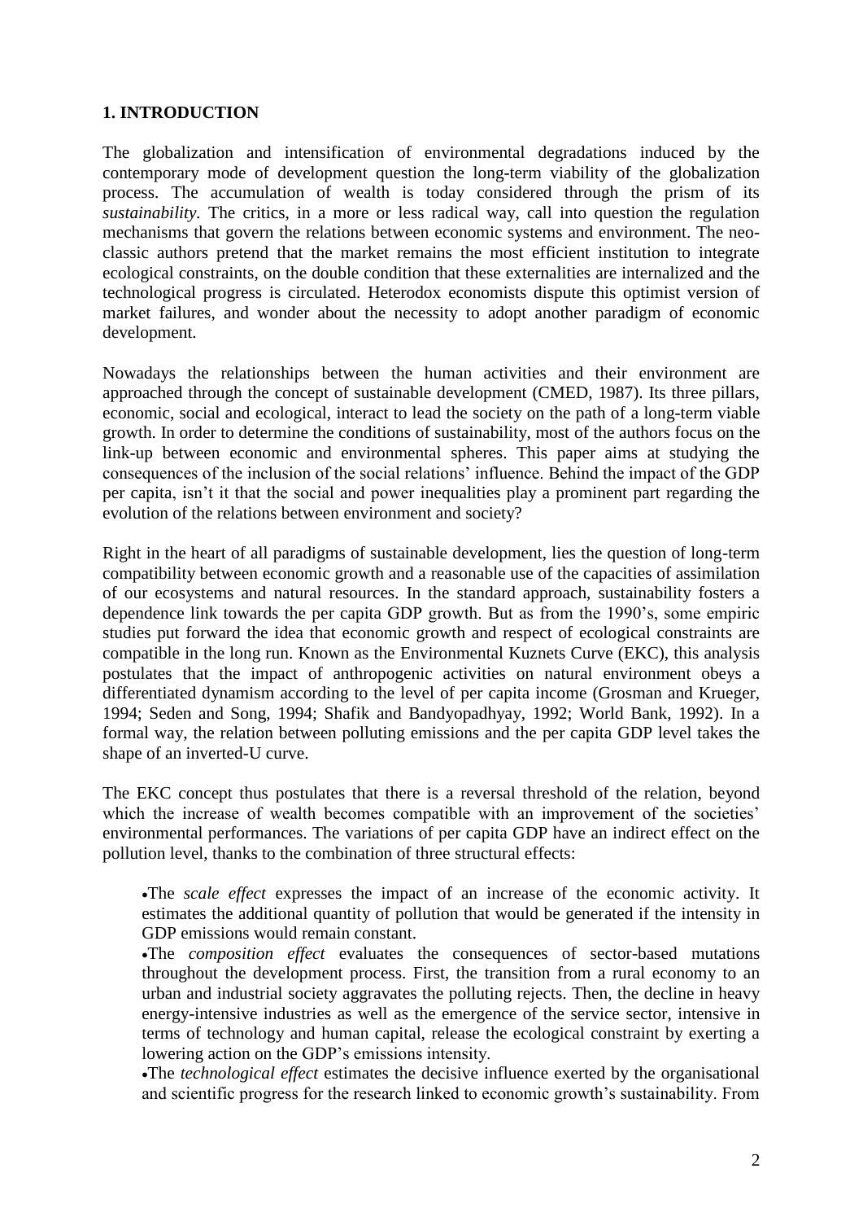## 1. INTRODUCTION

The globalization and intensification of environmental degradations induced by the contemporary mode of development question the long-term viability of the globalization process. The accumulation of wealth is today considered through the prism of its *sustainability.* The critics, in a more or less radical way, call into question the regulation mechanisms that govern the relations between economic systems and environment. The neo-classic authors pretend that the market remains the most efficient institution to integrate ecological constraints, on the double condition that these externalities are internalized and the technological progress is circulated. Heterodox economists dispute this optimist version of market failures, and wonder about the necessity to adopt another paradigm of economic development.

Nowadays the relationships between the human activities and their environment are approached through the concept of sustainable development (CMED, 1987). Its three pillars, economic, social and ecological, interact to lead the society on the path of a long-term viable growth. In order to determine the conditions of sustainability, most of the authors focus on the link-up between economic and environmental spheres. This paper aims at studying the consequences of the inclusion of the social relations' influence. Behind the impact of the GDP per capita, isn't it that the social and power inequalities play a prominent part regarding the evolution of the relations between environment and society?

Right in the heart of all paradigms of sustainable development, lies the question of long-term compatibility between economic growth and a reasonable use of the capacities of assimilation of our ecosystems and natural resources. In the standard approach, sustainability fosters a dependence link towards the per capita GDP growth. But as from the 1990's, some empiric studies put forward the idea that economic growth and respect of ecological constraints are compatible in the long run. Known as the Environmental Kuznets Curve (EKC), this analysis postulates that the impact of anthropogenic activities on natural environment obeys a differentiated dynamism according to the level of per capita income (Grosman and Krueger, 1994; Seden and Song, 1994; Shafik and Bandyopadhyay, 1992; World Bank, 1992). In a formal way, the relation between polluting emissions and the per capita GDP level takes the shape of an inverted-U curve.

The EKC concept thus postulates that there is a reversal threshold of the relation, beyond which the increase of wealth becomes compatible with an improvement of the societies' environmental performances. The variations of per capita GDP have an indirect effect on the pollution level, thanks to the combination of three structural effects:

- The *scale effect* expresses the impact of an increase of the economic activity. It estimates the additional quantity of pollution that would be generated if the intensity in GDP emissions would remain constant.
- The *composition effect* evaluates the consequences of sector-based mutations throughout the development process. First, the transition from a rural economy to an urban and industrial society aggravates the polluting rejects. Then, the decline in heavy energy-intensive industries as well as the emergence of the service sector, intensive in terms of technology and human capital, release the ecological constraint by exerting a lowering action on the GDP's emissions intensity.
- The *technological effect* estimates the decisive influence exerted by the organisational and scientific progress for the research linked to economic growth's sustainability. From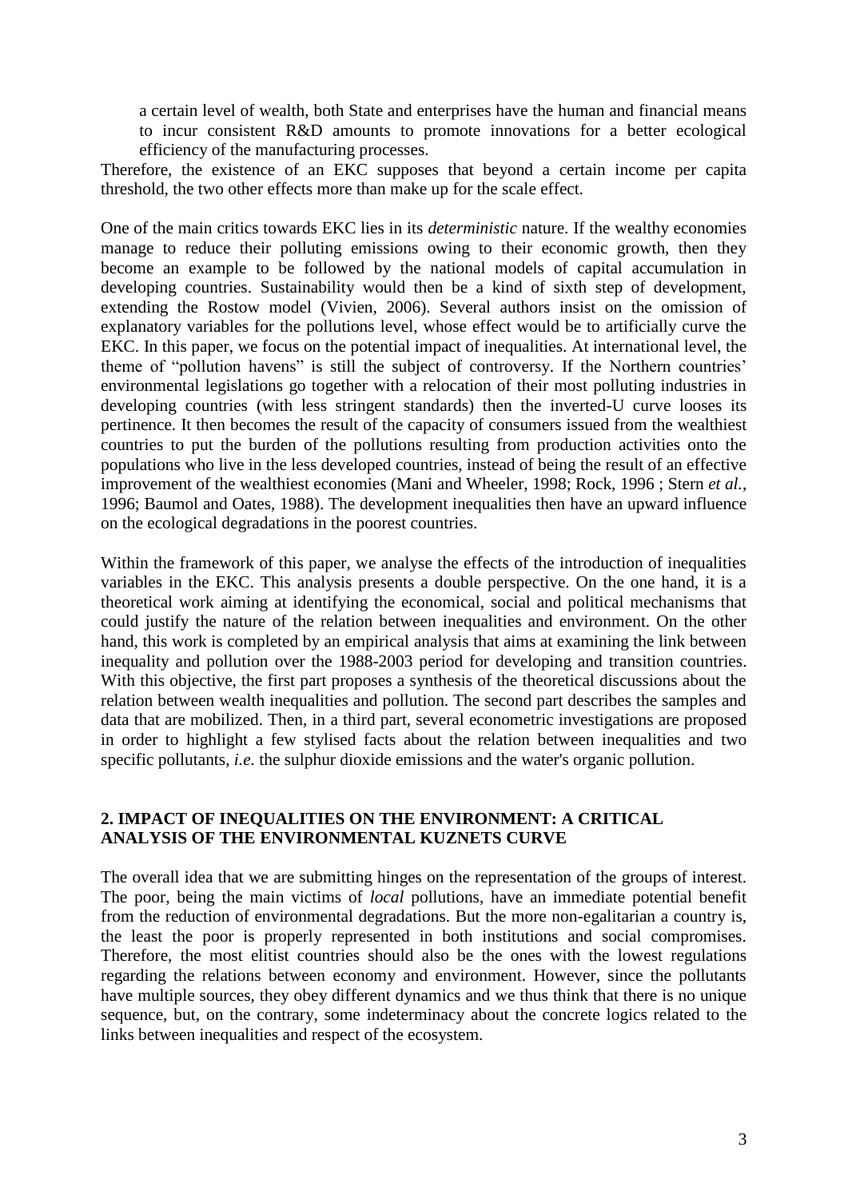a certain level of wealth, both State and enterprises have the human and financial means to incur consistent R&D amounts to promote innovations for a better ecological efficiency of the manufacturing processes.

Therefore, the existence of an EKC supposes that beyond a certain income per capita threshold, the two other effects more than make up for the scale effect.

One of the main critics towards EKC lies in its *deterministic* nature. If the wealthy economies manage to reduce their polluting emissions owing to their economic growth, then they become an example to be followed by the national models of capital accumulation in developing countries. Sustainability would then be a kind of sixth step of development, extending the Rostow model (Vivien, 2006). Several authors insist on the omission of explanatory variables for the pollutions level, whose effect would be to artificially curve the EKC. In this paper, we focus on the potential impact of inequalities. At international level, the theme of "pollution havens" is still the subject of controversy. If the Northern countries' environmental legislations go together with a relocation of their most polluting industries in developing countries (with less stringent standards) then the inverted-U curve looses its pertinence. It then becomes the result of the capacity of consumers issued from the wealthiest countries to put the burden of the pollutions resulting from production activities onto the populations who live in the less developed countries, instead of being the result of an effective improvement of the wealthiest economies (Mani and Wheeler, 1998; Rock, 1996 ; Stern *et al.*, 1996; Baumol and Oates, 1988). The development inequalities then have an upward influence on the ecological degradations in the poorest countries.

Within the framework of this paper, we analyse the effects of the introduction of inequalities variables in the EKC. This analysis presents a double perspective. On the one hand, it is a theoretical work aiming at identifying the economical, social and political mechanisms that could justify the nature of the relation between inequalities and environment. On the other hand, this work is completed by an empirical analysis that aims at examining the link between inequality and pollution over the 1988-2003 period for developing and transition countries. With this objective, the first part proposes a synthesis of the theoretical discussions about the relation between wealth inequalities and pollution. The second part describes the samples and data that are mobilized. Then, in a third part, several econometric investigations are proposed in order to highlight a few stylised facts about the relation between inequalities and two specific pollutants, *i.e.* the sulphur dioxide emissions and the water's organic pollution.

## 2. IMPACT OF INEQUALITIES ON THE ENVIRONMENT: A CRITICAL ANALYSIS OF THE ENVIRONMENTAL KUZNETS CURVE

The overall idea that we are submitting hinges on the representation of the groups of interest. The poor, being the main victims of *local* pollutions, have an immediate potential benefit from the reduction of environmental degradations. But the more non-egalitarian a country is, the least the poor is properly represented in both institutions and social compromises. Therefore, the most elitist countries should also be the ones with the lowest regulations regarding the relations between economy and environment. However, since the pollutants have multiple sources, they obey different dynamics and we thus think that there is no unique sequence, but, on the contrary, some indeterminacy about the concrete logics related to the links between inequalities and respect of the ecosystem.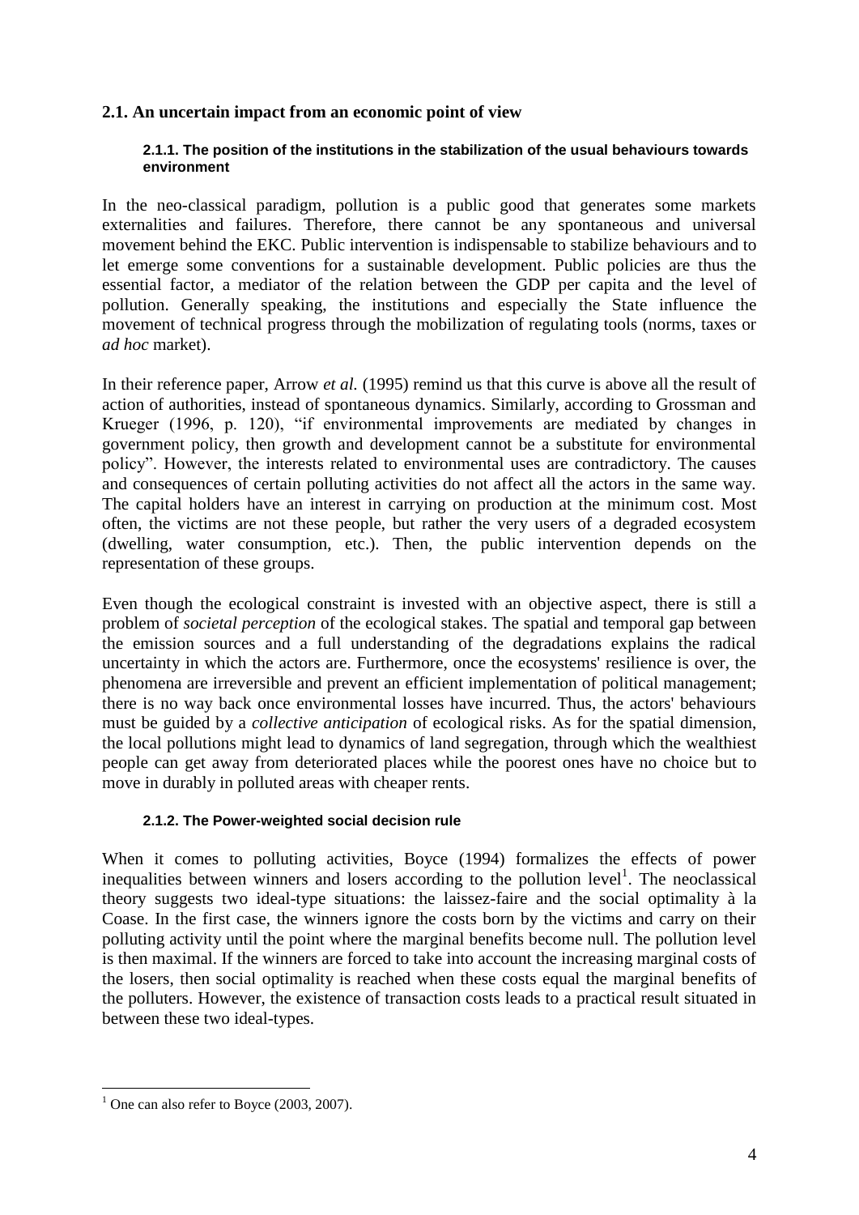## 2.1. An uncertain impact from an economic point of view

### 2.1.1. The position of the institutions in the stabilization of the usual behaviours towards environment

In the neo-classical paradigm, pollution is a public good that generates some markets externalities and failures. Therefore, there cannot be any spontaneous and universal movement behind the EKC. Public intervention is indispensable to stabilize behaviours and to let emerge some conventions for a sustainable development. Public policies are thus the essential factor, a mediator of the relation between the GDP per capita and the level of pollution. Generally speaking, the institutions and especially the State influence the movement of technical progress through the mobilization of regulating tools (norms, taxes or *ad hoc* market).

In their reference paper, Arrow *et al.* (1995) remind us that this curve is above all the result of action of authorities, instead of spontaneous dynamics. Similarly, according to Grossman and Krueger (1996, p. 120), "if environmental improvements are mediated by changes in government policy, then growth and development cannot be a substitute for environmental policy". However, the interests related to environmental uses are contradictory. The causes and consequences of certain polluting activities do not affect all the actors in the same way. The capital holders have an interest in carrying on production at the minimum cost. Most often, the victims are not these people, but rather the very users of a degraded ecosystem (dwelling, water consumption, etc.). Then, the public intervention depends on the representation of these groups.

Even though the ecological constraint is invested with an objective aspect, there is still a problem of *societal perception* of the ecological stakes. The spatial and temporal gap between the emission sources and a full understanding of the degradations explains the radical uncertainty in which the actors are. Furthermore, once the ecosystems' resilience is over, the phenomena are irreversible and prevent an efficient implementation of political management; there is no way back once environmental losses have incurred. Thus, the actors' behaviours must be guided by a *collective anticipation* of ecological risks. As for the spatial dimension, the local pollutions might lead to dynamics of land segregation, through which the wealthiest people can get away from deteriorated places while the poorest ones have no choice but to move in durably in polluted areas with cheaper rents.

### 2.1.2. The Power-weighted social decision rule

When it comes to polluting activities, Boyce (1994) formalizes the effects of power inequalities between winners and losers according to the pollution level[1]. The neoclassical theory suggests two ideal-type situations: the laissez-faire and the social optimality à la Coase. In the first case, the winners ignore the costs born by the victims and carry on their polluting activity until the point where the marginal benefits become null. The pollution level is then maximal. If the winners are forced to take into account the increasing marginal costs of the losers, then social optimality is reached when these costs equal the marginal benefits of the polluters. However, the existence of transaction costs leads to a practical result situated in between these two ideal-types.

[1] One can also refer to Boyce (2003, 2007).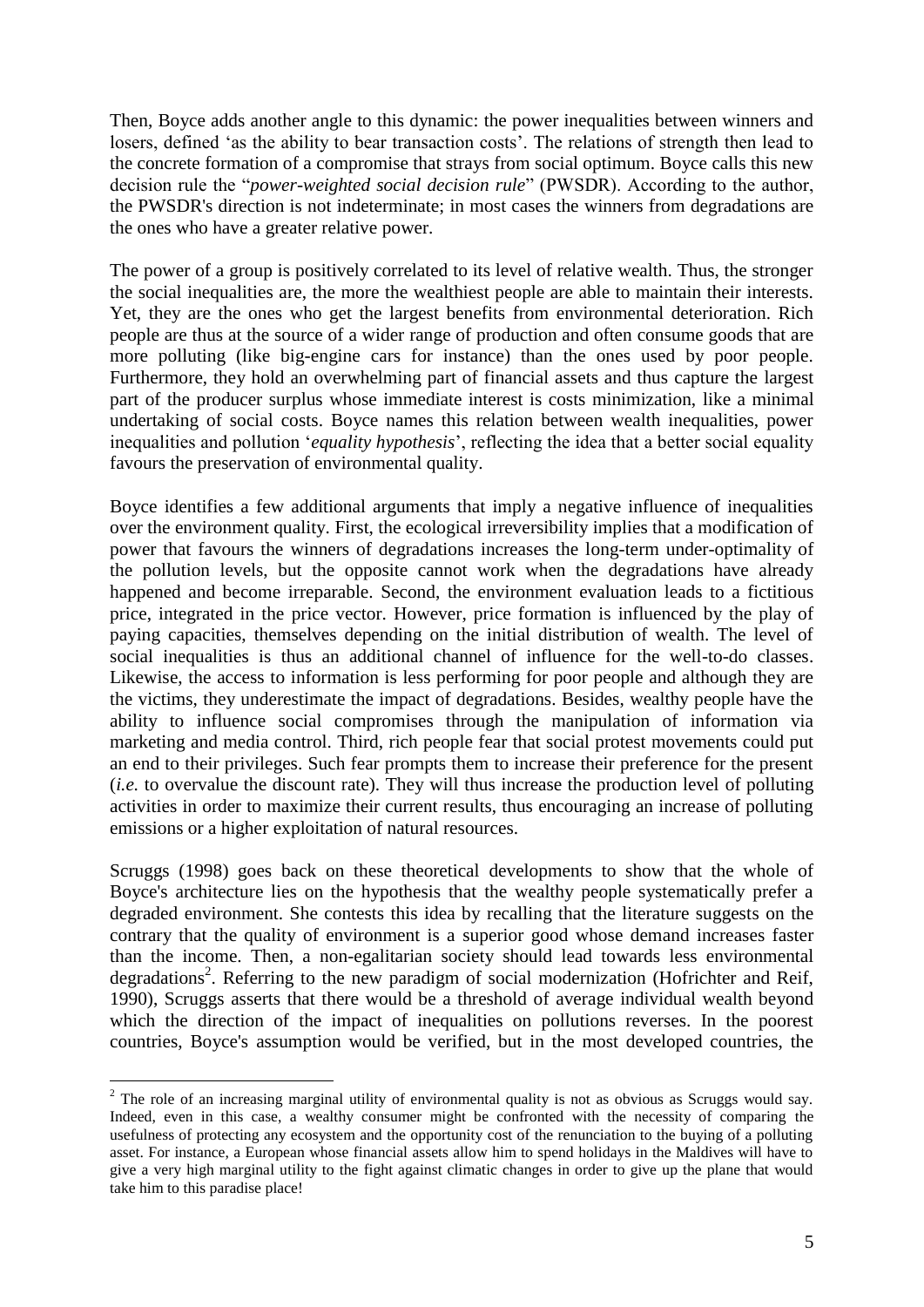Then, Boyce adds another angle to this dynamic: the power inequalities between winners and losers, defined 'as the ability to bear transaction costs'. The relations of strength then lead to the concrete formation of a compromise that strays from social optimum. Boyce calls this new decision rule the "*power-weighted social decision rule*" (PWSDR). According to the author, the PWSDR's direction is not indeterminate; in most cases the winners from degradations are the ones who have a greater relative power.

The power of a group is positively correlated to its level of relative wealth. Thus, the stronger the social inequalities are, the more the wealthiest people are able to maintain their interests. Yet, they are the ones who get the largest benefits from environmental deterioration. Rich people are thus at the source of a wider range of production and often consume goods that are more polluting (like big-engine cars for instance) than the ones used by poor people. Furthermore, they hold an overwhelming part of financial assets and thus capture the largest part of the producer surplus whose immediate interest is costs minimization, like a minimal undertaking of social costs. Boyce names this relation between wealth inequalities, power inequalities and pollution '*equality hypothesis*', reflecting the idea that a better social equality favours the preservation of environmental quality.

Boyce identifies a few additional arguments that imply a negative influence of inequalities over the environment quality. First, the ecological irreversibility implies that a modification of power that favours the winners of degradations increases the long-term under-optimality of the pollution levels, but the opposite cannot work when the degradations have already happened and become irreparable. Second, the environment evaluation leads to a fictitious price, integrated in the price vector. However, price formation is influenced by the play of paying capacities, themselves depending on the initial distribution of wealth. The level of social inequalities is thus an additional channel of influence for the well-to-do classes. Likewise, the access to information is less performing for poor people and although they are the victims, they underestimate the impact of degradations. Besides, wealthy people have the ability to influence social compromises through the manipulation of information via marketing and media control. Third, rich people fear that social protest movements could put an end to their privileges. Such fear prompts them to increase their preference for the present (*i.e.* to overvalue the discount rate). They will thus increase the production level of polluting activities in order to maximize their current results, thus encouraging an increase of polluting emissions or a higher exploitation of natural resources.

Scruggs (1998) goes back on these theoretical developments to show that the whole of Boyce's architecture lies on the hypothesis that the wealthy people systematically prefer a degraded environment. She contests this idea by recalling that the literature suggests on the contrary that the quality of environment is a superior good whose demand increases faster than the income. Then, a non-egalitarian society should lead towards less environmental degradations[2]. Referring to the new paradigm of social modernization (Hofrichter and Reif, 1990), Scruggs asserts that there would be a threshold of average individual wealth beyond which the direction of the impact of inequalities on pollutions reverses. In the poorest countries, Boyce's assumption would be verified, but in the most developed countries, the

---

[2] The role of an increasing marginal utility of environmental quality is not as obvious as Scruggs would say. Indeed, even in this case, a wealthy consumer might be confronted with the necessity of comparing the usefulness of protecting any ecosystem and the opportunity cost of the renunciation to the buying of a polluting asset. For instance, a European whose financial assets allow him to spend holidays in the Maldives will have to give a very high marginal utility to the fight against climatic changes in order to give up the plane that would take him to this paradise place!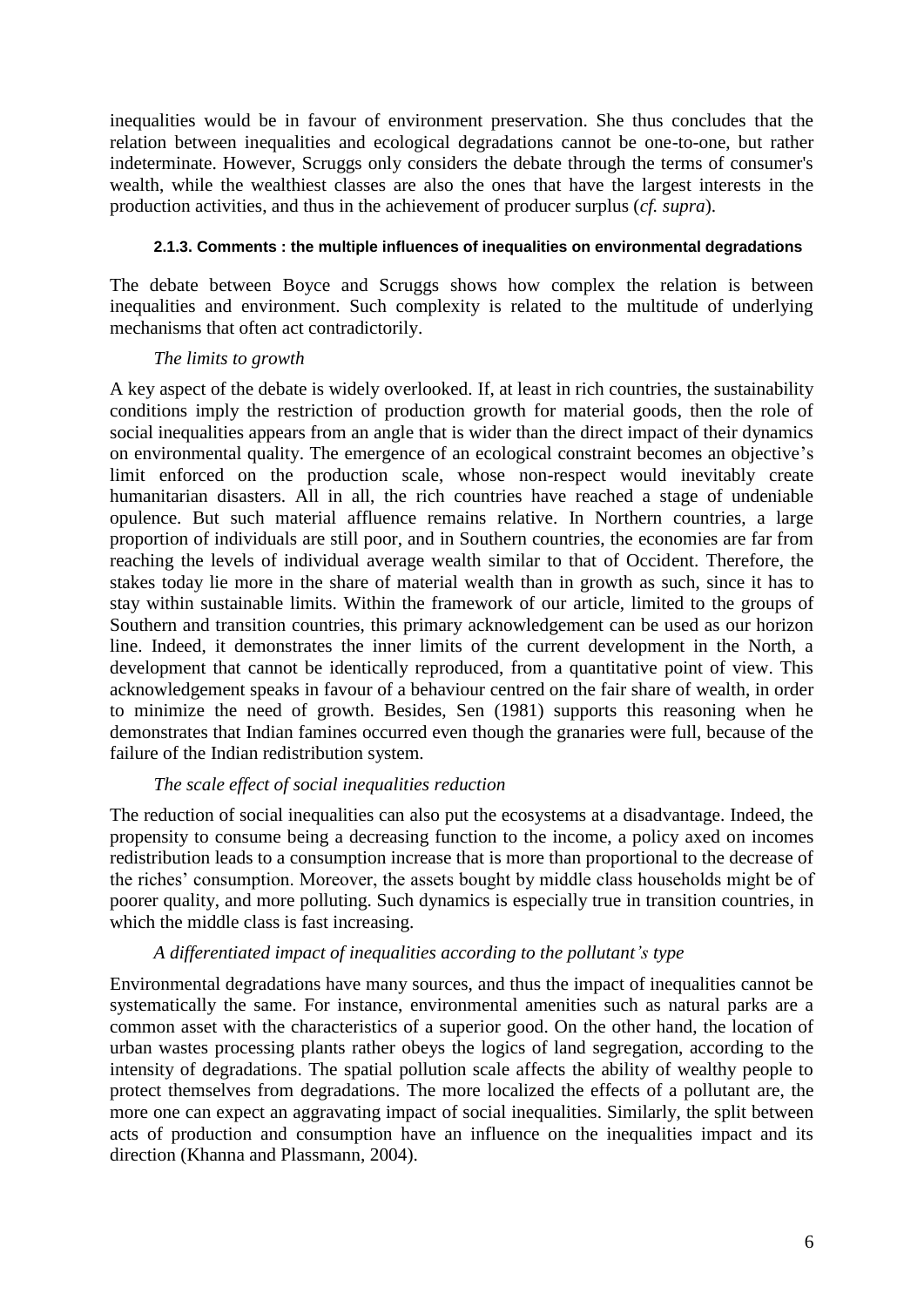inequalities would be in favour of environment preservation. She thus concludes that the relation between inequalities and ecological degradations cannot be one-to-one, but rather indeterminate. However, Scruggs only considers the debate through the terms of consumer's wealth, while the wealthiest classes are also the ones that have the largest interests in the production activities, and thus in the achievement of producer surplus (*cf. supra*).

#### 2.1.3. Comments : the multiple influences of inequalities on environmental degradations

The debate between Boyce and Scruggs shows how complex the relation is between inequalities and environment. Such complexity is related to the multitude of underlying mechanisms that often act contradictorily.

*The limits to growth*

A key aspect of the debate is widely overlooked. If, at least in rich countries, the sustainability conditions imply the restriction of production growth for material goods, then the role of social inequalities appears from an angle that is wider than the direct impact of their dynamics on environmental quality. The emergence of an ecological constraint becomes an objective's limit enforced on the production scale, whose non-respect would inevitably create humanitarian disasters. All in all, the rich countries have reached a stage of undeniable opulence. But such material affluence remains relative. In Northern countries, a large proportion of individuals are still poor, and in Southern countries, the economies are far from reaching the levels of individual average wealth similar to that of Occident. Therefore, the stakes today lie more in the share of material wealth than in growth as such, since it has to stay within sustainable limits. Within the framework of our article, limited to the groups of Southern and transition countries, this primary acknowledgement can be used as our horizon line. Indeed, it demonstrates the inner limits of the current development in the North, a development that cannot be identically reproduced, from a quantitative point of view. This acknowledgement speaks in favour of a behaviour centred on the fair share of wealth, in order to minimize the need of growth. Besides, Sen (1981) supports this reasoning when he demonstrates that Indian famines occurred even though the granaries were full, because of the failure of the Indian redistribution system.

*The scale effect of social inequalities reduction*

The reduction of social inequalities can also put the ecosystems at a disadvantage. Indeed, the propensity to consume being a decreasing function to the income, a policy axed on incomes redistribution leads to a consumption increase that is more than proportional to the decrease of the riches' consumption. Moreover, the assets bought by middle class households might be of poorer quality, and more polluting. Such dynamics is especially true in transition countries, in which the middle class is fast increasing.

*A differentiated impact of inequalities according to the pollutant's type*

Environmental degradations have many sources, and thus the impact of inequalities cannot be systematically the same. For instance, environmental amenities such as natural parks are a common asset with the characteristics of a superior good. On the other hand, the location of urban wastes processing plants rather obeys the logics of land segregation, according to the intensity of degradations. The spatial pollution scale affects the ability of wealthy people to protect themselves from degradations. The more localized the effects of a pollutant are, the more one can expect an aggravating impact of social inequalities. Similarly, the split between acts of production and consumption have an influence on the inequalities impact and its direction (Khanna and Plassmann, 2004).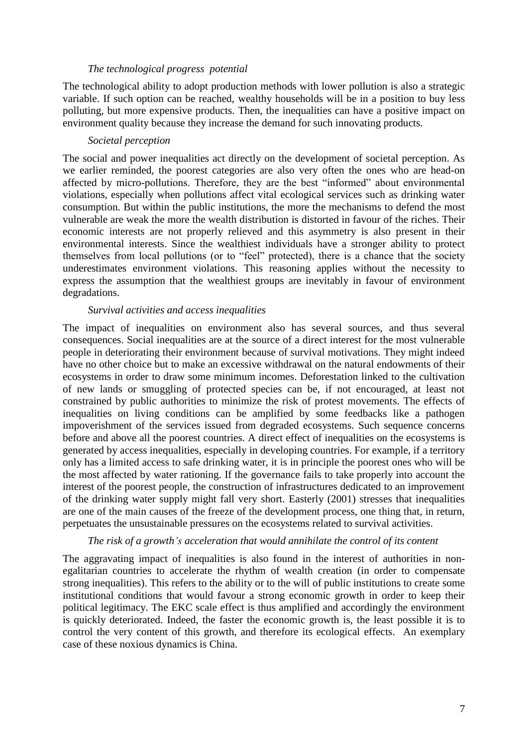*The technological progress potential*

The technological ability to adopt production methods with lower pollution is also a strategic variable. If such option can be reached, wealthy households will be in a position to buy less polluting, but more expensive products. Then, the inequalities can have a positive impact on environment quality because they increase the demand for such innovating products.

*Societal perception*

The social and power inequalities act directly on the development of societal perception. As we earlier reminded, the poorest categories are also very often the ones who are head-on affected by micro-pollutions. Therefore, they are the best "informed" about environmental violations, especially when pollutions affect vital ecological services such as drinking water consumption. But within the public institutions, the more the mechanisms to defend the most vulnerable are weak the more the wealth distribution is distorted in favour of the riches. Their economic interests are not properly relieved and this asymmetry is also present in their environmental interests. Since the wealthiest individuals have a stronger ability to protect themselves from local pollutions (or to "feel" protected), there is a chance that the society underestimates environment violations. This reasoning applies without the necessity to express the assumption that the wealthiest groups are inevitably in favour of environment degradations.

*Survival activities and access inequalities*

The impact of inequalities on environment also has several sources, and thus several consequences. Social inequalities are at the source of a direct interest for the most vulnerable people in deteriorating their environment because of survival motivations. They might indeed have no other choice but to make an excessive withdrawal on the natural endowments of their ecosystems in order to draw some minimum incomes. Deforestation linked to the cultivation of new lands or smuggling of protected species can be, if not encouraged, at least not constrained by public authorities to minimize the risk of protest movements. The effects of inequalities on living conditions can be amplified by some feedbacks like a pathogen impoverishment of the services issued from degraded ecosystems. Such sequence concerns before and above all the poorest countries. A direct effect of inequalities on the ecosystems is generated by access inequalities, especially in developing countries. For example, if a territory only has a limited access to safe drinking water, it is in principle the poorest ones who will be the most affected by water rationing. If the governance fails to take properly into account the interest of the poorest people, the construction of infrastructures dedicated to an improvement of the drinking water supply might fall very short. Easterly (2001) stresses that inequalities are one of the main causes of the freeze of the development process, one thing that, in return, perpetuates the unsustainable pressures on the ecosystems related to survival activities.

*The risk of a growth's acceleration that would annihilate the control of its content*

The aggravating impact of inequalities is also found in the interest of authorities in non-egalitarian countries to accelerate the rhythm of wealth creation (in order to compensate strong inequalities). This refers to the ability or to the will of public institutions to create some institutional conditions that would favour a strong economic growth in order to keep their political legitimacy. The EKC scale effect is thus amplified and accordingly the environment is quickly deteriorated. Indeed, the faster the economic growth is, the least possible it is to control the very content of this growth, and therefore its ecological effects. An exemplary case of these noxious dynamics is China.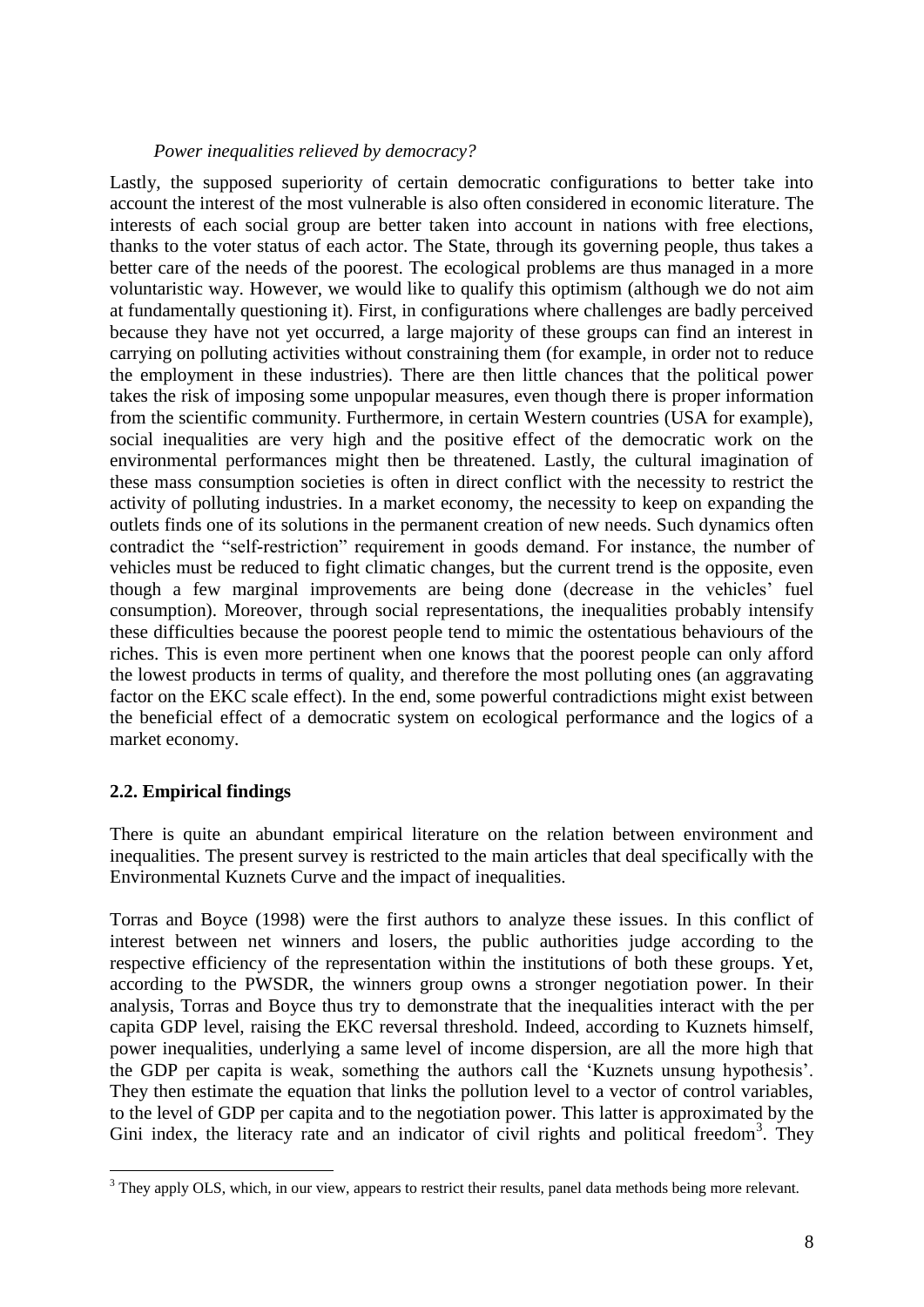*Power inequalities relieved by democracy?*

Lastly, the supposed superiority of certain democratic configurations to better take into account the interest of the most vulnerable is also often considered in economic literature. The interests of each social group are better taken into account in nations with free elections, thanks to the voter status of each actor. The State, through its governing people, thus takes a better care of the needs of the poorest. The ecological problems are thus managed in a more voluntaristic way. However, we would like to qualify this optimism (although we do not aim at fundamentally questioning it). First, in configurations where challenges are badly perceived because they have not yet occurred, a large majority of these groups can find an interest in carrying on polluting activities without constraining them (for example, in order not to reduce the employment in these industries). There are then little chances that the political power takes the risk of imposing some unpopular measures, even though there is proper information from the scientific community. Furthermore, in certain Western countries (USA for example), social inequalities are very high and the positive effect of the democratic work on the environmental performances might then be threatened. Lastly, the cultural imagination of these mass consumption societies is often in direct conflict with the necessity to restrict the activity of polluting industries. In a market economy, the necessity to keep on expanding the outlets finds one of its solutions in the permanent creation of new needs. Such dynamics often contradict the "self-restriction" requirement in goods demand. For instance, the number of vehicles must be reduced to fight climatic changes, but the current trend is the opposite, even though a few marginal improvements are being done (decrease in the vehicles' fuel consumption). Moreover, through social representations, the inequalities probably intensify these difficulties because the poorest people tend to mimic the ostentatious behaviours of the riches. This is even more pertinent when one knows that the poorest people can only afford the lowest products in terms of quality, and therefore the most polluting ones (an aggravating factor on the EKC scale effect). In the end, some powerful contradictions might exist between the beneficial effect of a democratic system on ecological performance and the logics of a market economy.

## 2.2. Empirical findings

There is quite an abundant empirical literature on the relation between environment and inequalities. The present survey is restricted to the main articles that deal specifically with the Environmental Kuznets Curve and the impact of inequalities.

Torras and Boyce (1998) were the first authors to analyze these issues. In this conflict of interest between net winners and losers, the public authorities judge according to the respective efficiency of the representation within the institutions of both these groups. Yet, according to the PWSDR, the winners group owns a stronger negotiation power. In their analysis, Torras and Boyce thus try to demonstrate that the inequalities interact with the per capita GDP level, raising the EKC reversal threshold. Indeed, according to Kuznets himself, power inequalities, underlying a same level of income dispersion, are all the more high that the GDP per capita is weak, something the authors call the 'Kuznets unsung hypothesis'. They then estimate the equation that links the pollution level to a vector of control variables, to the level of GDP per capita and to the negotiation power. This latter is approximated by the Gini index, the literacy rate and an indicator of civil rights and political freedom[3]. They

[3] They apply OLS, which, in our view, appears to restrict their results, panel data methods being more relevant.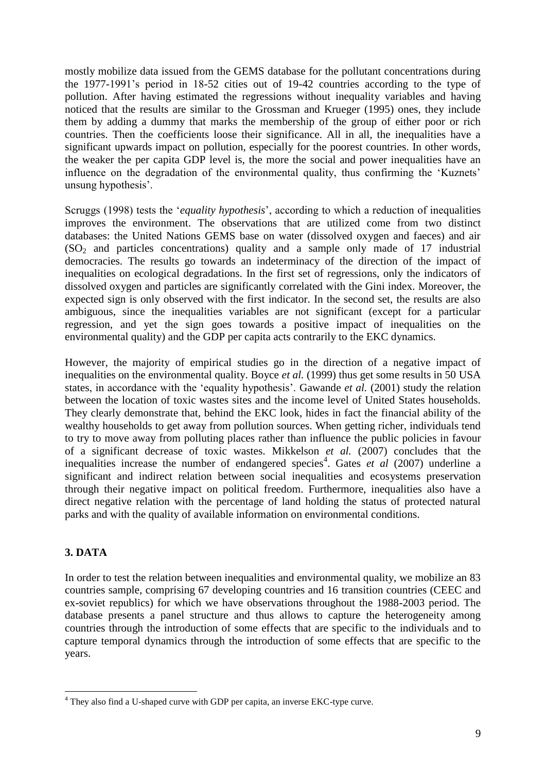mostly mobilize data issued from the GEMS database for the pollutant concentrations during the 1977-1991's period in 18-52 cities out of 19-42 countries according to the type of pollution. After having estimated the regressions without inequality variables and having noticed that the results are similar to the Grossman and Krueger (1995) ones, they include them by adding a dummy that marks the membership of the group of either poor or rich countries. Then the coefficients loose their significance. All in all, the inequalities have a significant upwards impact on pollution, especially for the poorest countries. In other words, the weaker the per capita GDP level is, the more the social and power inequalities have an influence on the degradation of the environmental quality, thus confirming the 'Kuznets' unsung hypothesis'.

Scruggs (1998) tests the '*equality hypothesis*', according to which a reduction of inequalities improves the environment. The observations that are utilized come from two distinct databases: the United Nations GEMS base on water (dissolved oxygen and faeces) and air ($SO_2$ and particles concentrations) quality and a sample only made of 17 industrial democracies. The results go towards an indeterminacy of the direction of the impact of inequalities on ecological degradations. In the first set of regressions, only the indicators of dissolved oxygen and particles are significantly correlated with the Gini index. Moreover, the expected sign is only observed with the first indicator. In the second set, the results are also ambiguous, since the inequalities variables are not significant (except for a particular regression, and yet the sign goes towards a positive impact of inequalities on the environmental quality) and the GDP per capita acts contrarily to the EKC dynamics.

However, the majority of empirical studies go in the direction of a negative impact of inequalities on the environmental quality. Boyce *et al.* (1999) thus get some results in 50 USA states, in accordance with the 'equality hypothesis'. Gawande *et al.* (2001) study the relation between the location of toxic wastes sites and the income level of United States households. They clearly demonstrate that, behind the EKC look, hides in fact the financial ability of the wealthy households to get away from pollution sources. When getting richer, individuals tend to try to move away from polluting places rather than influence the public policies in favour of a significant decrease of toxic wastes. Mikkelson *et al.* (2007) concludes that the inequalities increase the number of endangered species[4]. Gates *et al* (2007) underline a significant and indirect relation between social inequalities and ecosystems preservation through their negative impact on political freedom. Furthermore, inequalities also have a direct negative relation with the percentage of land holding the status of protected natural parks and with the quality of available information on environmental conditions.

## 3. DATA

In order to test the relation between inequalities and environmental quality, we mobilize an 83 countries sample, comprising 67 developing countries and 16 transition countries (CEEC and ex-soviet republics) for which we have observations throughout the 1988-2003 period. The database presents a panel structure and thus allows to capture the heterogeneity among countries through the introduction of some effects that are specific to the individuals and to capture temporal dynamics through the introduction of some effects that are specific to the years.

[4] They also find a U-shaped curve with GDP per capita, an inverse EKC-type curve.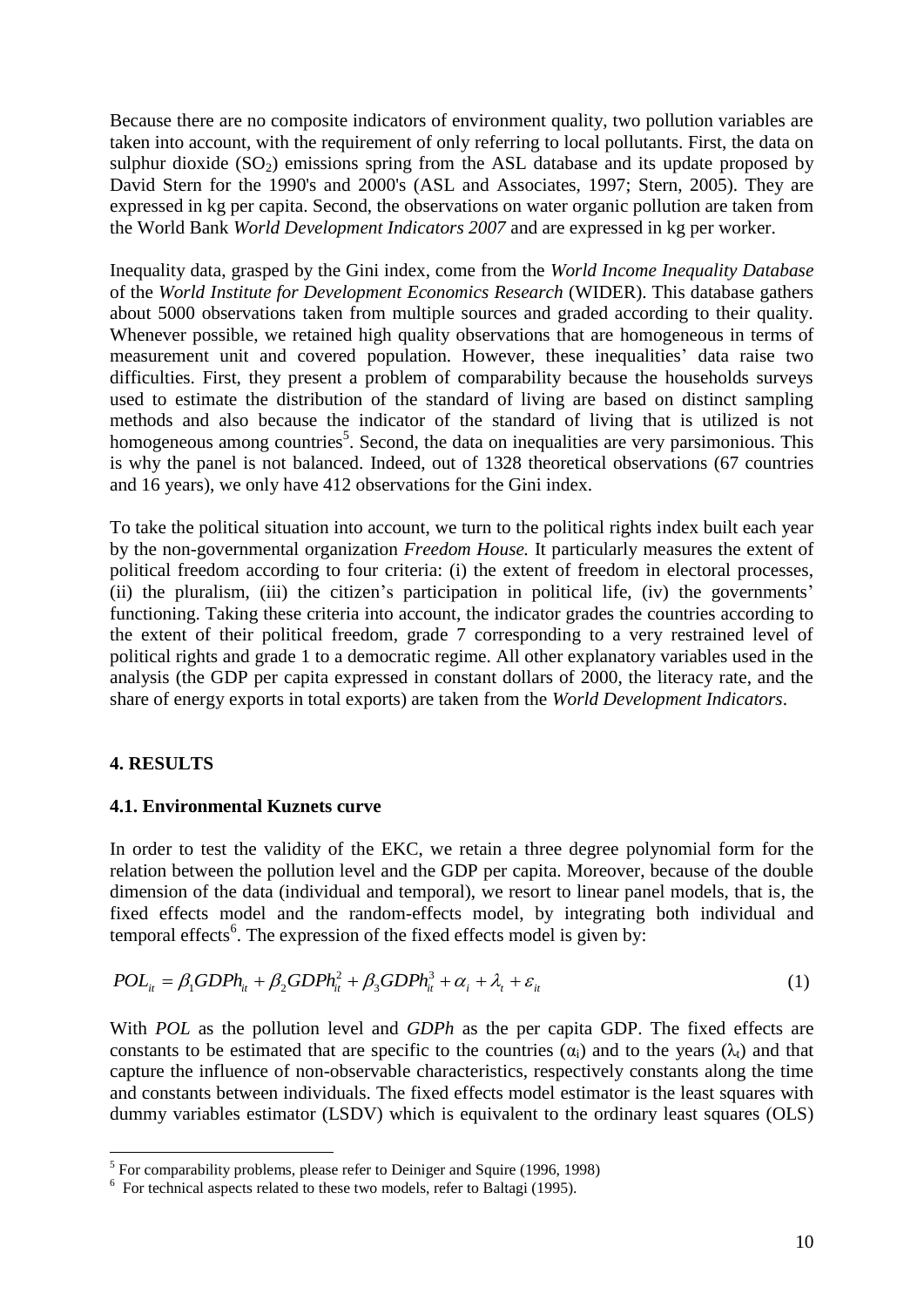Because there are no composite indicators of environment quality, two pollution variables are taken into account, with the requirement of only referring to local pollutants. First, the data on sulphur dioxide ($SO_2$) emissions spring from the ASL database and its update proposed by David Stern for the 1990's and 2000's (ASL and Associates, 1997; Stern, 2005). They are expressed in kg per capita. Second, the observations on water organic pollution are taken from the World Bank *World Development Indicators 2007* and are expressed in kg per worker.

Inequality data, grasped by the Gini index, come from the *World Income Inequality Database* of the *World Institute for Development Economics Research* (WIDER). This database gathers about 5000 observations taken from multiple sources and graded according to their quality. Whenever possible, we retained high quality observations that are homogeneous in terms of measurement unit and covered population. However, these inequalities' data raise two difficulties. First, they present a problem of comparability because the households surveys used to estimate the distribution of the standard of living are based on distinct sampling methods and also because the indicator of the standard of living that is utilized is not homogeneous among countries[5]. Second, the data on inequalities are very parsimonious. This is why the panel is not balanced. Indeed, out of 1328 theoretical observations (67 countries and 16 years), we only have 412 observations for the Gini index.

To take the political situation into account, we turn to the political rights index built each year by the non-governmental organization *Freedom House.* It particularly measures the extent of political freedom according to four criteria: (i) the extent of freedom in electoral processes, (ii) the pluralism, (iii) the citizen's participation in political life, (iv) the governments' functioning. Taking these criteria into account, the indicator grades the countries according to the extent of their political freedom, grade 7 corresponding to a very restrained level of political rights and grade 1 to a democratic regime. All other explanatory variables used in the analysis (the GDP per capita expressed in constant dollars of 2000, the literacy rate, and the share of energy exports in total exports) are taken from the *World Development Indicators*.

## 4. RESULTS

### 4.1. Environmental Kuznets curve

In order to test the validity of the EKC, we retain a three degree polynomial form for the relation between the pollution level and the GDP per capita. Moreover, because of the double dimension of the data (individual and temporal), we resort to linear panel models, that is, the fixed effects model and the random-effects model, by integrating both individual and temporal effects[6]. The expression of the fixed effects model is given by:

$$POL_{it} = \beta_1 GDPh_{it} + \beta_2 GDPh_{it}^2 + \beta_3 GDPh_{it}^3 + \alpha_i + \lambda_t + \varepsilon_{it} \quad (1)$$

With *POL* as the pollution level and *GDPh* as the per capita GDP. The fixed effects are constants to be estimated that are specific to the countries ($\alpha_i$) and to the years ($\lambda_t$) and that capture the influence of non-observable characteristics, respectively constants along the time and constants between individuals. The fixed effects model estimator is the least squares with dummy variables estimator (LSDV) which is equivalent to the ordinary least squares (OLS)

---

[5] For comparability problems, please refer to Deiniger and Squire (1996, 1998)

[6] For technical aspects related to these two models, refer to Baltagi (1995).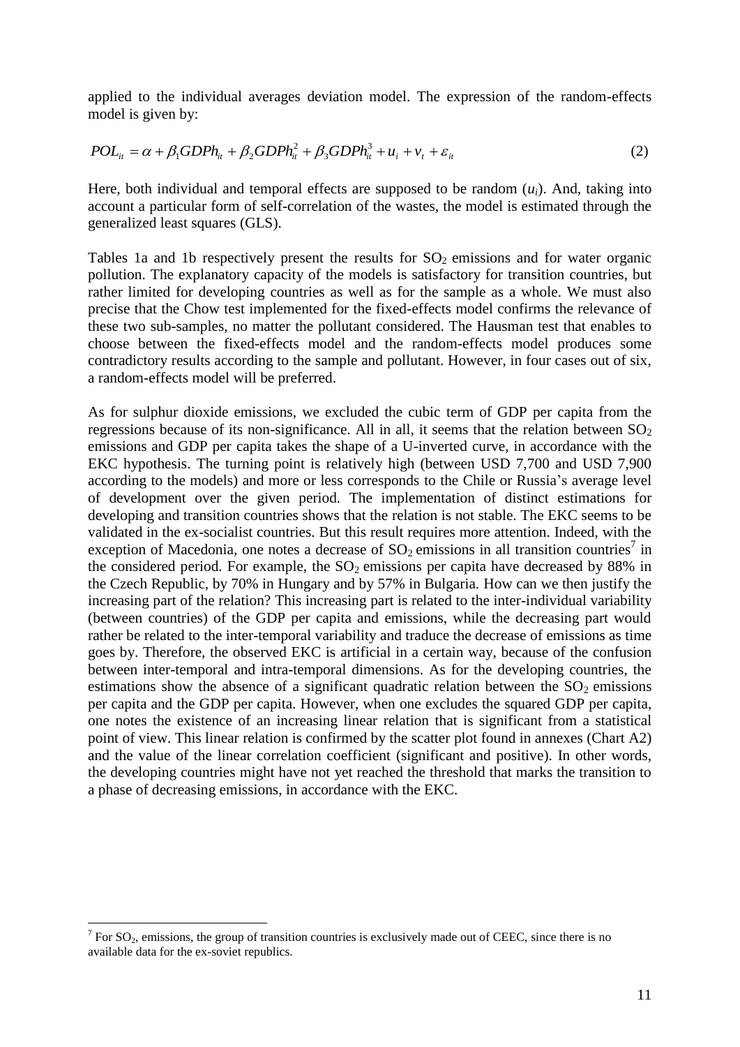applied to the individual averages deviation model. The expression of the random-effects model is given by:

$$POL_{it} = \alpha + \beta_1 GDPh_{it} + \beta_2 GDPh_{it}^2 + \beta_3 GDPh_{it}^3 + u_i + v_t + \varepsilon_{it} \tag{2}$$

Here, both individual and temporal effects are supposed to be random ($u_i$). And, taking into account a particular form of self-correlation of the wastes, the model is estimated through the generalized least squares (GLS).

Tables 1a and 1b respectively present the results for $SO_2$ emissions and for water organic pollution. The explanatory capacity of the models is satisfactory for transition countries, but rather limited for developing countries as well as for the sample as a whole. We must also precise that the Chow test implemented for the fixed-effects model confirms the relevance of these two sub-samples, no matter the pollutant considered. The Hausman test that enables to choose between the fixed-effects model and the random-effects model produces some contradictory results according to the sample and pollutant. However, in four cases out of six, a random-effects model will be preferred.

As for sulphur dioxide emissions, we excluded the cubic term of GDP per capita from the regressions because of its non-significance. All in all, it seems that the relation between $SO_2$ emissions and GDP per capita takes the shape of a U-inverted curve, in accordance with the EKC hypothesis. The turning point is relatively high (between USD 7,700 and USD 7,900 according to the models) and more or less corresponds to the Chile or Russia's average level of development over the given period. The implementation of distinct estimations for developing and transition countries shows that the relation is not stable. The EKC seems to be validated in the ex-socialist countries. But this result requires more attention. Indeed, with the exception of Macedonia, one notes a decrease of $SO_2$ emissions in all transition countries[7] in the considered period. For example, the $SO_2$ emissions per capita have decreased by 88% in the Czech Republic, by 70% in Hungary and by 57% in Bulgaria. How can we then justify the increasing part of the relation? This increasing part is related to the inter-individual variability (between countries) of the GDP per capita and emissions, while the decreasing part would rather be related to the inter-temporal variability and traduce the decrease of emissions as time goes by. Therefore, the observed EKC is artificial in a certain way, because of the confusion between inter-temporal and intra-temporal dimensions. As for the developing countries, the estimations show the absence of a significant quadratic relation between the $SO_2$ emissions per capita and the GDP per capita. However, when one excludes the squared GDP per capita, one notes the existence of an increasing linear relation that is significant from a statistical point of view. This linear relation is confirmed by the scatter plot found in annexes (Chart A2) and the value of the linear correlation coefficient (significant and positive). In other words, the developing countries might have not yet reached the threshold that marks the transition to a phase of decreasing emissions, in accordance with the EKC.

[7] For $SO_2$, emissions, the group of transition countries is exclusively made out of CEEC, since there is no available data for the ex-soviet republics.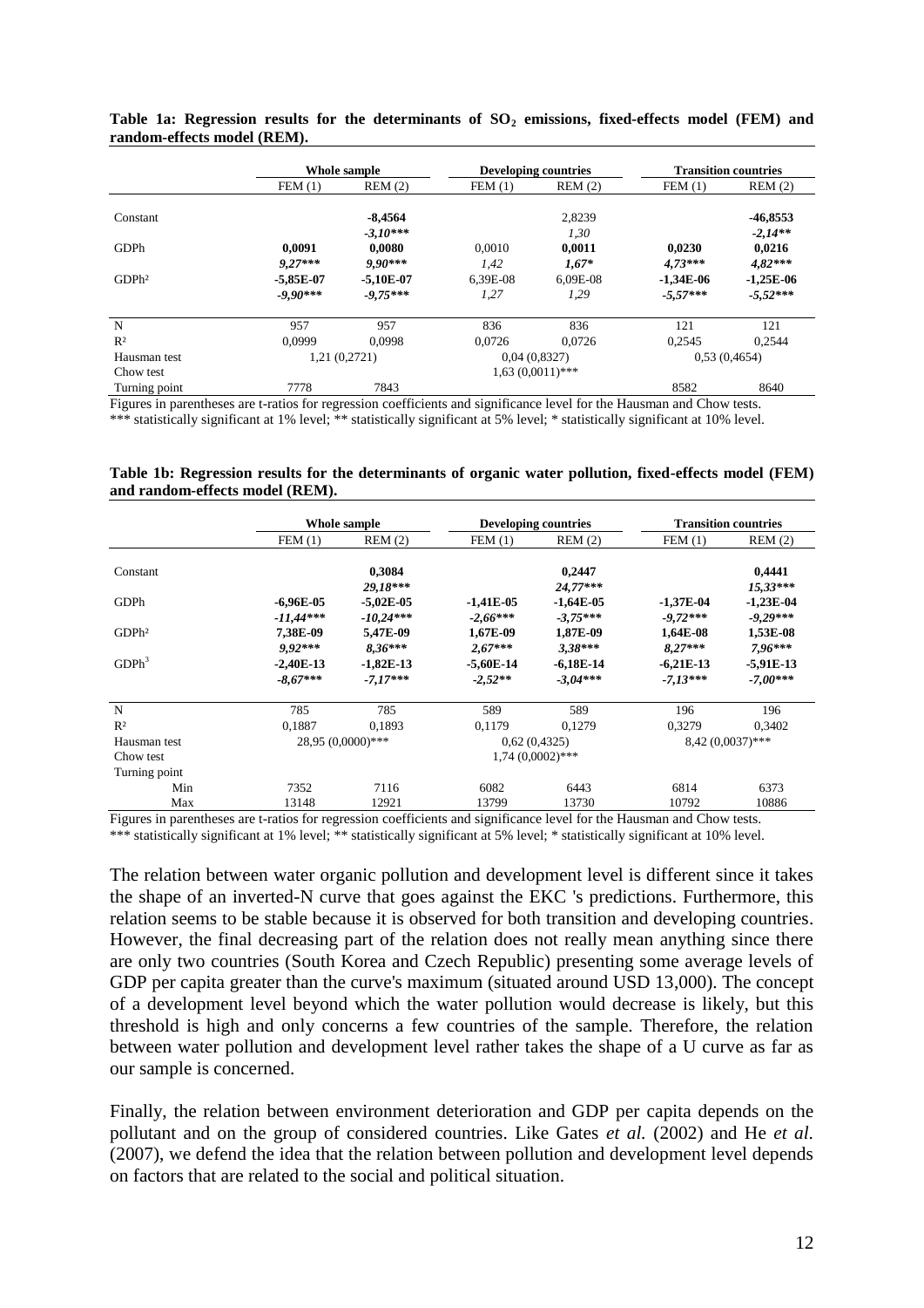**Table 1a: Regression results for the determinants of $SO_2$ emissions, fixed-effects model (FEM) and random-effects model (REM).**

| | Whole sample | | Developing countries | | Transition countries | |
|---|---|---|---|---|---|---|
| | FEM (1) | REM (2) | FEM (1) | REM (2) | FEM (1) | REM (2) |
| Constant | | **-8,4564** | | 2,8239 | | **-46,8553** |
| | | ***-3,10**\*\*\** | | *1,30* | | ***-2,14**\*\** |
| GDPh | **0,0091** | **0,0080** | 0,0010 | **0,0011** | **0,0230** | **0,0216** |
| | ***9,27**\*\*\** | ***9,90**\*\*\** | *1,42* | ***1,67**\** | ***4,73**\*\*\** | ***4,82**\*\*\** |
| GDPh² | **-5,85E-07** | **-5,10E-07** | 6,39E-08 | 6,09E-08 | **-1,34E-06** | **-1,25E-06** |
| | ***-9,90**\*\*\** | ***-9,75**\*\*\** | *1,27* | *1,29* | ***-5,57**\*\*\** | ***-5,52**\*\*\** |
| N | 957 | 957 | 836 | 836 | 121 | 121 |
| R² | 0,0999 | 0,0998 | 0,0726 | 0,0726 | 0,2545 | 0,2544 |
| Hausman test | 1,21 (0,2721) | | 0,04 (0,8327) | | 0,53 (0,4654) | |
| Chow test | | | 1,63 (0,0011)*** | | | |
| Turning point | 7778 | 7843 | | | 8582 | 8640 |

Figures in parentheses are t-ratios for regression coefficients and significance level for the Hausman and Chow tests.
*** statistically significant at 1% level; ** statistically significant at 5% level; * statistically significant at 10% level.

**Table 1b: Regression results for the determinants of organic water pollution, fixed-effects model (FEM) and random-effects model (REM).**

| | Whole sample | | Developing countries | | Transition countries | |
|---|---|---|---|---|---|---|
| | FEM (1) | REM (2) | FEM (1) | REM (2) | FEM (1) | REM (2) |
| Constant | | **0,3084** | | **0,2447** | | **0,4441** |
| | | ***29,18**\*\*\** | | ***24,77**\*\*\** | | ***15,33**\*\*\** |
| GDPh | **-6,96E-05** | **-5,02E-05** | **-1,41E-05** | **-1,64E-05** | **-1,37E-04** | **-1,23E-04** |
| | ***-11,44**\*\*\** | ***-10,24**\*\*\** | ***-2,66**\*\*\** | ***-3,75**\*\*\** | ***-9,72**\*\*\** | ***-9,29**\*\*\** |
| GDPh² | **7,38E-09** | **5,47E-09** | **1,67E-09** | **1,87E-09** | **1,64E-08** | **1,53E-08** |
| | ***9,92**\*\*\** | ***8,36**\*\*\** | ***2,67**\*\*\** | ***3,38**\*\*\** | ***8,27**\*\*\** | ***7,96**\*\*\** |
| GDPh³ | **-2,40E-13** | **-1,82E-13** | **-5,60E-14** | **-6,18E-14** | **-6,21E-13** | **-5,91E-13** |
| | ***-8,67**\*\*\** | ***-7,17**\*\*\** | ***-2,52**\*\** | ***-3,04**\*\*\** | ***-7,13**\*\*\** | ***-7,00**\*\*\** |
| N | 785 | 785 | 589 | 589 | 196 | 196 |
| R² | 0,1887 | 0,1893 | 0,1179 | 0,1279 | 0,3279 | 0,3402 |
| Hausman test | 28,95 (0,0000)*** | | 0,62 (0,4325) | | 8,42 (0,0037)*** | |
| Chow test | | | 1,74 (0,0002)*** | | | |
| Turning point | | | | | | |
| Min | 7352 | 7116 | 6082 | 6443 | 6814 | 6373 |
| Max | 13148 | 12921 | 13799 | 13730 | 10792 | 10886 |

Figures in parentheses are t-ratios for regression coefficients and significance level for the Hausman and Chow tests.
*** statistically significant at 1% level; ** statistically significant at 5% level; * statistically significant at 10% level.

The relation between water organic pollution and development level is different since it takes the shape of an inverted-N curve that goes against the EKC 's predictions. Furthermore, this relation seems to be stable because it is observed for both transition and developing countries. However, the final decreasing part of the relation does not really mean anything since there are only two countries (South Korea and Czech Republic) presenting some average levels of GDP per capita greater than the curve's maximum (situated around USD 13,000). The concept of a development level beyond which the water pollution would decrease is likely, but this threshold is high and only concerns a few countries of the sample. Therefore, the relation between water pollution and development level rather takes the shape of a U curve as far as our sample is concerned.

Finally, the relation between environment deterioration and GDP per capita depends on the pollutant and on the group of considered countries. Like Gates *et al.* (2002) and He *et al.* (2007), we defend the idea that the relation between pollution and development level depends on factors that are related to the social and political situation.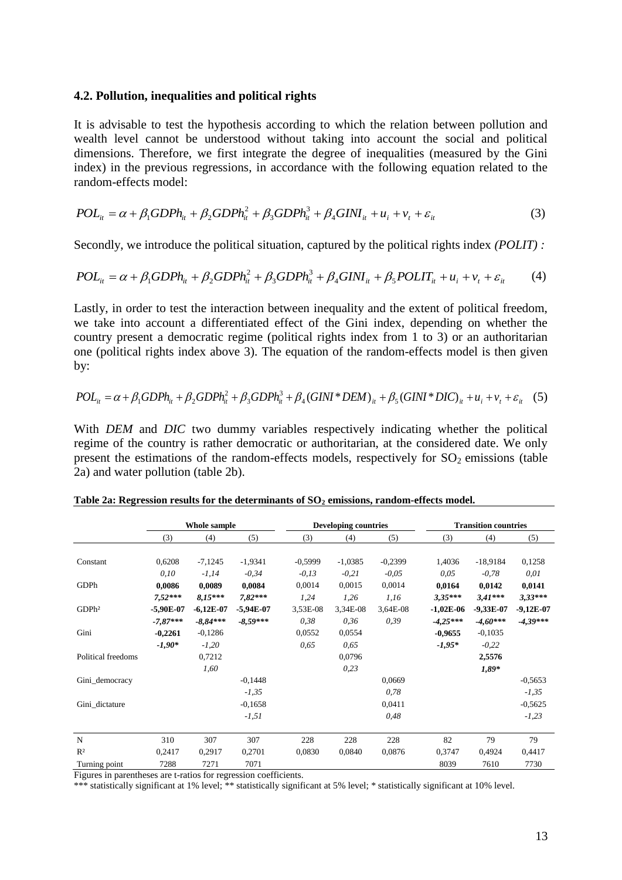### 4.2. Pollution, inequalities and political rights

It is advisable to test the hypothesis according to which the relation between pollution and wealth level cannot be understood without taking into account the social and political dimensions. Therefore, we first integrate the degree of inequalities (measured by the Gini index) in the previous regressions, in accordance with the following equation related to the random-effects model:

$$POL_{it} = \alpha + \beta_1 GDPh_{it} + \beta_2 GDPh_{it}^2 + \beta_3 GDPh_{it}^3 + \beta_4 GINI_{it} + u_i + v_t + \varepsilon_{it} \quad (3)$$

Secondly, we introduce the political situation, captured by the political rights index *(POLIT) :*

$$POL_{it} = \alpha + \beta_1 GDPh_{it} + \beta_2 GDPh_{it}^2 + \beta_3 GDPh_{it}^3 + \beta_4 GINI_{it} + \beta_5 POLIT_{it} + u_i + v_t + \varepsilon_{it} \quad (4)$$

Lastly, in order to test the interaction between inequality and the extent of political freedom, we take into account a differentiated effect of the Gini index, depending on whether the country present a democratic regime (political rights index from 1 to 3) or an authoritarian one (political rights index above 3). The equation of the random-effects model is then given by:

$$POL_{it} = \alpha + \beta_1 GDPh_{it} + \beta_2 GDPh_{it}^2 + \beta_3 GDPh_{it}^3 + \beta_4 (GINI*DEM)_{it} + \beta_5 (GINI*DIC)_{it} + u_i + v_t + \varepsilon_{it} \quad (5)$$

With *DEM* and *DIC* two dummy variables respectively indicating whether the political regime of the country is rather democratic or authoritarian, at the considered date. We only present the estimations of the random-effects models, respectively for $SO_2$ emissions (table 2a) and water pollution (table 2b).

**Table 2a: Regression results for the determinants of $SO_2$ emissions, random-effects model.**

| | Whole sample | | | Developing countries | | | Transition countries | | |
|---|---|---|---|---|---|---|---|---|---|
| | (3) | (4) | (5) | (3) | (4) | (5) | (3) | (4) | (5) |
| Constant | 0,6208 | -7,1245 | -1,9341 | -0,5999 | -1,0385 | -0,2399 | 1,4036 | -18,9184 | 0,1258 |
| | *0,10* | *-1,14* | *-0,34* | *-0,13* | *-0,21* | *-0,05* | *0,05* | *-0,78* | *0,01* |
| GDPh | **0,0086** | **0,0089** | **0,0084** | 0,0014 | 0,0015 | 0,0014 | **0,0164** | **0,0142** | **0,0141** |
| | ***7,52**\*\*\** | ***8,15**\*\*\** | ***7,82**\*\*\** | *1,24* | *1,26* | *1,16* | ***3,35**\*\*\** | ***3,41**\*\*\** | ***3,33**\*\*\** |
| GDPh² | **-5,90E-07** | **-6,12E-07** | **-5,94E-07** | 3,53E-08 | 3,34E-08 | 3,64E-08 | **-1,02E-06** | **-9,33E-07** | **-9,12E-07** |
| | ***-7,87**\*\*\** | ***-8,84**\*\*\** | ***-8,59**\*\*\** | *0,38* | *0,36* | *0,39* | ***-4,25**\*\*\** | ***-4,60**\*\*\** | ***-4,39**\*\*\** |
| Gini | **-0,2261** | -0,1286 | | 0,0552 | 0,0554 | | **-0,9655** | -0,1035 | |
| | ***-1,90**\** | *-1,20* | | *0,65* | *0,65* | | ***-1,95**\** | *-0,22* | |
| Political freedoms | | 0,7212 | | | 0,0796 | | | **2,5576** | |
| | | *1,60* | | | *0,23* | | | ***1,89**\** | |
| Gini_democracy | | | -0,1448 | | | 0,0669 | | | -0,5653 |
| | | | *-1,35* | | | *0,78* | | | *-1,35* |
| Gini_dictature | | | -0,1658 | | | 0,0411 | | | -0,5625 |
| | | | *-1,51* | | | *0,48* | | | *-1,23* |
| N | 310 | 307 | 307 | 228 | 228 | 228 | 82 | 79 | 79 |
| R² | 0,2417 | 0,2917 | 0,2701 | 0,0830 | 0,0840 | 0,0876 | 0,3747 | 0,4924 | 0,4417 |
| Turning point | 7288 | 7271 | 7071 | | | | 8039 | 7610 | 7730 |

Figures in parentheses are t-ratios for regression coefficients.
*** statistically significant at 1% level; ** statistically significant at 5% level; * statistically significant at 10% level.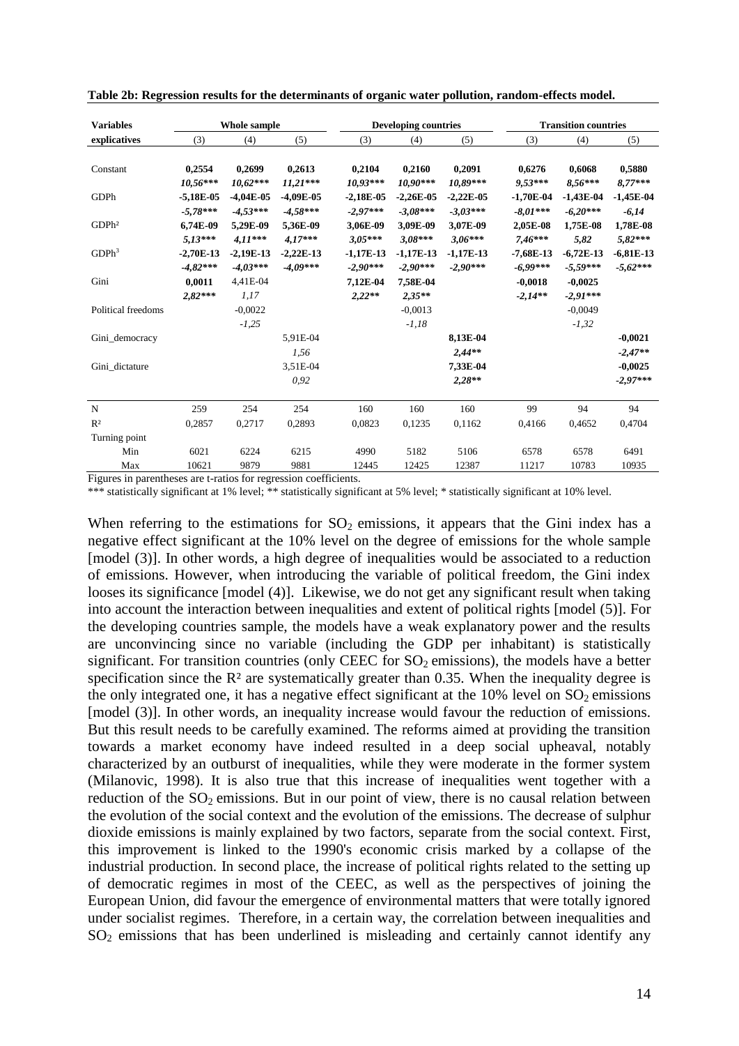**Table 2b: Regression results for the determinants of organic water pollution, random-effects model.**

| Variables explicatives | Whole sample | | | Developing countries | | | Transition countries | | |
|---|---|---|---|---|---|---|---|---|---|
| | (3) | (4) | (5) | (3) | (4) | (5) | (3) | (4) | (5) |
| Constant | **0,2554** | **0,2699** | **0,2613** | **0,2104** | **0,2160** | **0,2091** | **0,6276** | **0,6068** | **0,5880** |
| | *10,56**** | *10,62**** | *11,21**** | *10,93**** | *10,90**** | *10,89**** | *9,53**** | *8,56**** | *8,77**** |
| GDPh | **-5,18E-05** | **-4,04E-05** | **-4,09E-05** | **-2,18E-05** | **-2,26E-05** | **-2,22E-05** | **-1,70E-04** | **-1,43E-04** | **-1,45E-04** |
| | *-5,78**** | *-4,53**** | *-4,58**** | *-2,97**** | *-3,08**** | *-3,03**** | *-8,01**** | *-6,20**** | *-6,14* |
| GDPh² | **6,74E-09** | **5,29E-09** | **5,36E-09** | **3,06E-09** | **3,09E-09** | **3,07E-09** | **2,05E-08** | **1,75E-08** | **1,78E-08** |
| | *5,13**** | *4,11**** | *4,17**** | *3,05**** | *3,08**** | *3,06**** | *7,46**** | *5,82* | *5,82**** |
| GDPh³ | **-2,70E-13** | **-2,19E-13** | **-2,22E-13** | **-1,17E-13** | **-1,17E-13** | **-1,17E-13** | **-7,68E-13** | **-6,72E-13** | **-6,81E-13** |
| | *-4,82**** | *-4,03**** | *-4,09**** | *-2,90**** | *-2,90**** | *-2,90**** | *-6,99**** | *-5,59**** | *-5,62**** |
| Gini | **0,0011** | 4,41E-04 | | **7,12E-04** | **7,58E-04** | | **-0,0018** | **-0,0025** | |
| | *2,82**** | *1,17* | | *2,22*** | *2,35*** | | *-2,14*** | *-2,91**** | |
| Political freedoms | | -0,0022 | | | -0,0013 | | | -0,0049 | |
| | | *-1,25* | | | *-1,18* | | | *-1,32* | |
| Gini_democracy | | | 5,91E-04 | | | **8,13E-04** | | | **-0,0021** |
| | | | *1,56* | | | *2,44*** | | | *-2,47*** |
| Gini_dictature | | | 3,51E-04 | | | **7,33E-04** | | | **-0,0025** |
| | | | *0,92* | | | *2,28*** | | | *-2,97**** |
| N | 259 | 254 | 254 | 160 | 160 | 160 | 99 | 94 | 94 |
| R² | 0,2857 | 0,2717 | 0,2893 | 0,0823 | 0,1235 | 0,1162 | 0,4166 | 0,4652 | 0,4704 |
| Turning point | | | | | | | | | |
| Min | 6021 | 6224 | 6215 | 4990 | 5182 | 5106 | 6578 | 6578 | 6491 |
| Max | 10621 | 9879 | 9881 | 12445 | 12425 | 12387 | 11217 | 10783 | 10935 |

Figures in parentheses are t-ratios for regression coefficients.

*** statistically significant at 1% level; ** statistically significant at 5% level; * statistically significant at 10% level.

When referring to the estimations for $SO_2$ emissions, it appears that the Gini index has a negative effect significant at the 10% level on the degree of emissions for the whole sample [model (3)]. In other words, a high degree of inequalities would be associated to a reduction of emissions. However, when introducing the variable of political freedom, the Gini index looses its significance [model (4)]. Likewise, we do not get any significant result when taking into account the interaction between inequalities and extent of political rights [model (5)]. For the developing countries sample, the models have a weak explanatory power and the results are unconvincing since no variable (including the GDP per inhabitant) is statistically significant. For transition countries (only CEEC for $SO_2$ emissions), the models have a better specification since the $R^2$ are systematically greater than 0.35. When the inequality degree is the only integrated one, it has a negative effect significant at the 10% level on $SO_2$ emissions [model (3)]. In other words, an inequality increase would favour the reduction of emissions. But this result needs to be carefully examined. The reforms aimed at providing the transition towards a market economy have indeed resulted in a deep social upheaval, notably characterized by an outburst of inequalities, while they were moderate in the former system (Milanovic, 1998). It is also true that this increase of inequalities went together with a reduction of the $SO_2$ emissions. But in our point of view, there is no causal relation between the evolution of the social context and the evolution of the emissions. The decrease of sulphur dioxide emissions is mainly explained by two factors, separate from the social context. First, this improvement is linked to the 1990's economic crisis marked by a collapse of the industrial production. In second place, the increase of political rights related to the setting up of democratic regimes in most of the CEEC, as well as the perspectives of joining the European Union, did favour the emergence of environmental matters that were totally ignored under socialist regimes. Therefore, in a certain way, the correlation between inequalities and $SO_2$ emissions that has been underlined is misleading and certainly cannot identify any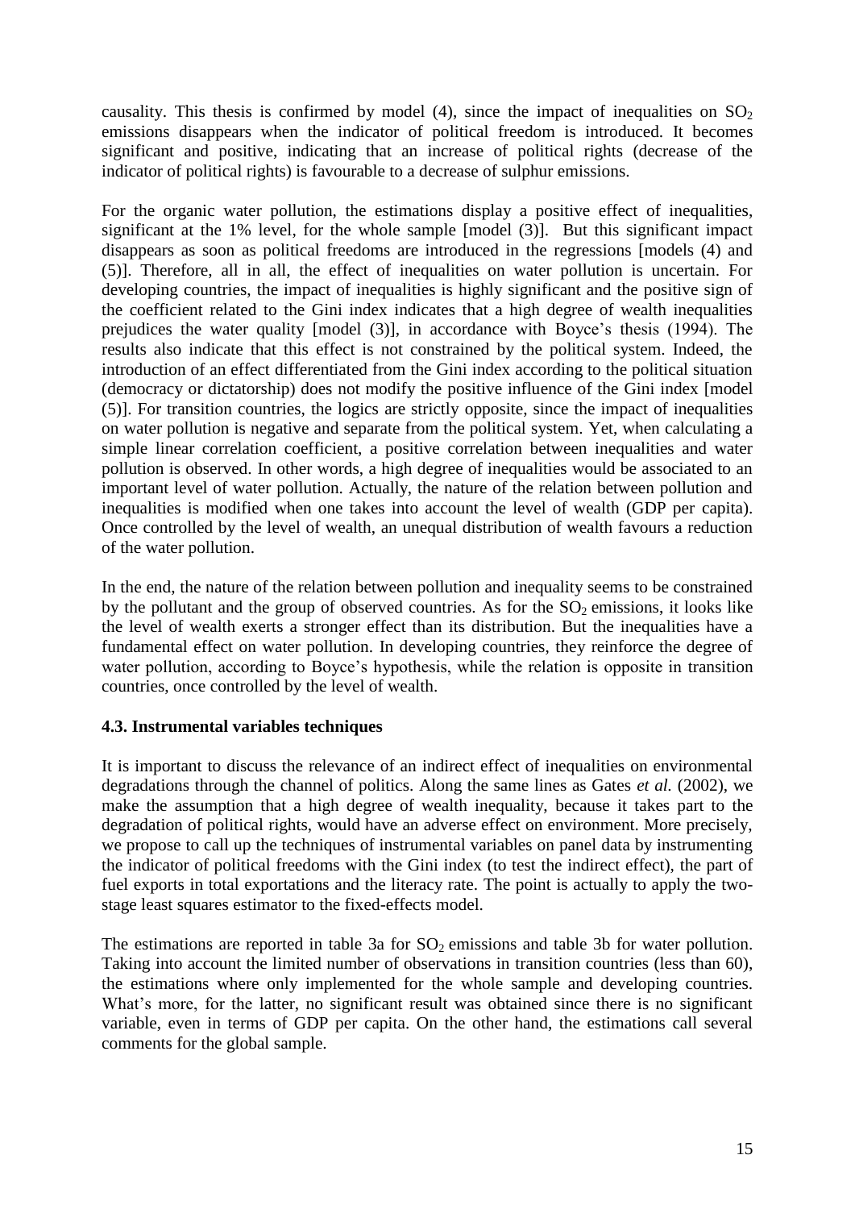causality. This thesis is confirmed by model (4), since the impact of inequalities on $SO_2$ emissions disappears when the indicator of political freedom is introduced. It becomes significant and positive, indicating that an increase of political rights (decrease of the indicator of political rights) is favourable to a decrease of sulphur emissions.

For the organic water pollution, the estimations display a positive effect of inequalities, significant at the 1% level, for the whole sample [model (3)]. But this significant impact disappears as soon as political freedoms are introduced in the regressions [models (4) and (5)]. Therefore, all in all, the effect of inequalities on water pollution is uncertain. For developing countries, the impact of inequalities is highly significant and the positive sign of the coefficient related to the Gini index indicates that a high degree of wealth inequalities prejudices the water quality [model (3)], in accordance with Boyce's thesis (1994). The results also indicate that this effect is not constrained by the political system. Indeed, the introduction of an effect differentiated from the Gini index according to the political situation (democracy or dictatorship) does not modify the positive influence of the Gini index [model (5)]. For transition countries, the logics are strictly opposite, since the impact of inequalities on water pollution is negative and separate from the political system. Yet, when calculating a simple linear correlation coefficient, a positive correlation between inequalities and water pollution is observed. In other words, a high degree of inequalities would be associated to an important level of water pollution. Actually, the nature of the relation between pollution and inequalities is modified when one takes into account the level of wealth (GDP per capita). Once controlled by the level of wealth, an unequal distribution of wealth favours a reduction of the water pollution.

In the end, the nature of the relation between pollution and inequality seems to be constrained by the pollutant and the group of observed countries. As for the $SO_2$ emissions, it looks like the level of wealth exerts a stronger effect than its distribution. But the inequalities have a fundamental effect on water pollution. In developing countries, they reinforce the degree of water pollution, according to Boyce's hypothesis, while the relation is opposite in transition countries, once controlled by the level of wealth.

### 4.3. Instrumental variables techniques

It is important to discuss the relevance of an indirect effect of inequalities on environmental degradations through the channel of politics. Along the same lines as Gates *et al.* (2002), we make the assumption that a high degree of wealth inequality, because it takes part to the degradation of political rights, would have an adverse effect on environment. More precisely, we propose to call up the techniques of instrumental variables on panel data by instrumenting the indicator of political freedoms with the Gini index (to test the indirect effect), the part of fuel exports in total exportations and the literacy rate. The point is actually to apply the two-stage least squares estimator to the fixed-effects model.

The estimations are reported in table 3a for $SO_2$ emissions and table 3b for water pollution. Taking into account the limited number of observations in transition countries (less than 60), the estimations where only implemented for the whole sample and developing countries. What's more, for the latter, no significant result was obtained since there is no significant variable, even in terms of GDP per capita. On the other hand, the estimations call several comments for the global sample.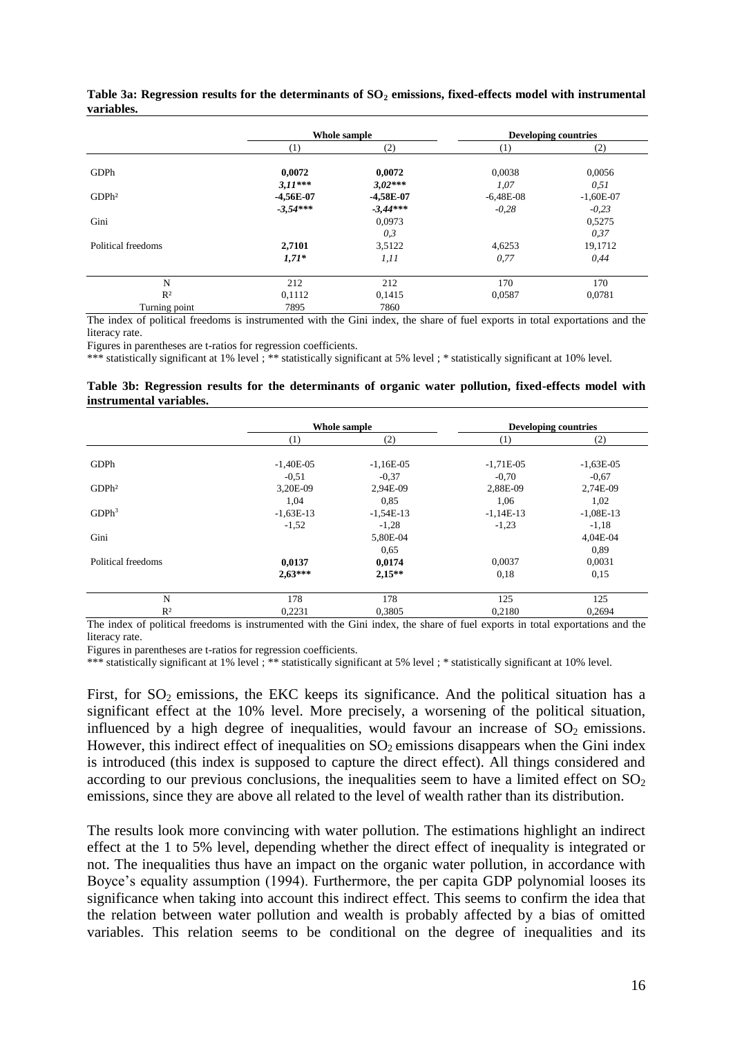**Table 3a: Regression results for the determinants of $SO_2$ emissions, fixed-effects model with instrumental variables.**

| | Whole sample | | Developing countries | |
|---|---|---|---|---|
| | (1) | (2) | (1) | (2) |
| GDPh | **0,0072** | **0,0072** | 0,0038 | 0,0056 |
| | ***3,11**\**** | ***3,02**\**** | *1,07* | *0,51* |
| GDPh² | **-4,56E-07** | **-4,58E-07** | -6,48E-08 | -1,60E-07 |
| | ***-3,54**\**** | ***-3,44**\**** | *-0,28* | *-0,23* |
| Gini | | 0,0973 | | 0,5275 |
| | | *0,3* | | *0,37* |
| Political freedoms | **2,7101** | 3,5122 | 4,6253 | 19,1712 |
| | ***1,71**\** | *1,11* | *0,77* | *0,44* |
| N | 212 | 212 | 170 | 170 |
| R² | 0,1112 | 0,1415 | 0,0587 | 0,0781 |
| Turning point | 7895 | 7860 | | |

The index of political freedoms is instrumented with the Gini index, the share of fuel exports in total exportations and the literacy rate.

Figures in parentheses are t-ratios for regression coefficients.

*** statistically significant at 1% level ; ** statistically significant at 5% level ; * statistically significant at 10% level.

**Table 3b: Regression results for the determinants of organic water pollution, fixed-effects model with instrumental variables.**

| | Whole sample | | Developing countries | |
|---|---|---|---|---|
| | (1) | (2) | (1) | (2) |
| GDPh | -1,40E-05 | -1,16E-05 | -1,71E-05 | -1,63E-05 |
| | -0,51 | -0,37 | -0,70 | -0,67 |
| GDPh² | 3,20E-09 | 2,94E-09 | 2,88E-09 | 2,74E-09 |
| | 1,04 | 0,85 | 1,06 | 1,02 |
| GDPh³ | -1,63E-13 | -1,54E-13 | -1,14E-13 | -1,08E-13 |
| | -1,52 | -1,28 | -1,23 | -1,18 |
| Gini | | 5,80E-04 | | 4,04E-04 |
| | | 0,65 | | 0,89 |
| Political freedoms | **0,0137** | **0,0174** | 0,0037 | 0,0031 |
| | **2,63*** | **2,15** | 0,18 | 0,15 |
| N | 178 | 178 | 125 | 125 |
| R² | 0,2231 | 0,3805 | 0,2180 | 0,2694 |

The index of political freedoms is instrumented with the Gini index, the share of fuel exports in total exportations and the literacy rate.

Figures in parentheses are t-ratios for regression coefficients.

*** statistically significant at 1% level ; ** statistically significant at 5% level ; * statistically significant at 10% level.

First, for $SO_2$ emissions, the EKC keeps its significance. And the political situation has a significant effect at the 10% level. More precisely, a worsening of the political situation, influenced by a high degree of inequalities, would favour an increase of $SO_2$ emissions. However, this indirect effect of inequalities on $SO_2$ emissions disappears when the Gini index is introduced (this index is supposed to capture the direct effect). All things considered and according to our previous conclusions, the inequalities seem to have a limited effect on $SO_2$ emissions, since they are above all related to the level of wealth rather than its distribution.

The results look more convincing with water pollution. The estimations highlight an indirect effect at the 1 to 5% level, depending whether the direct effect of inequality is integrated or not. The inequalities thus have an impact on the organic water pollution, in accordance with Boyce's equality assumption (1994). Furthermore, the per capita GDP polynomial looses its significance when taking into account this indirect effect. This seems to confirm the idea that the relation between water pollution and wealth is probably affected by a bias of omitted variables. This relation seems to be conditional on the degree of inequalities and its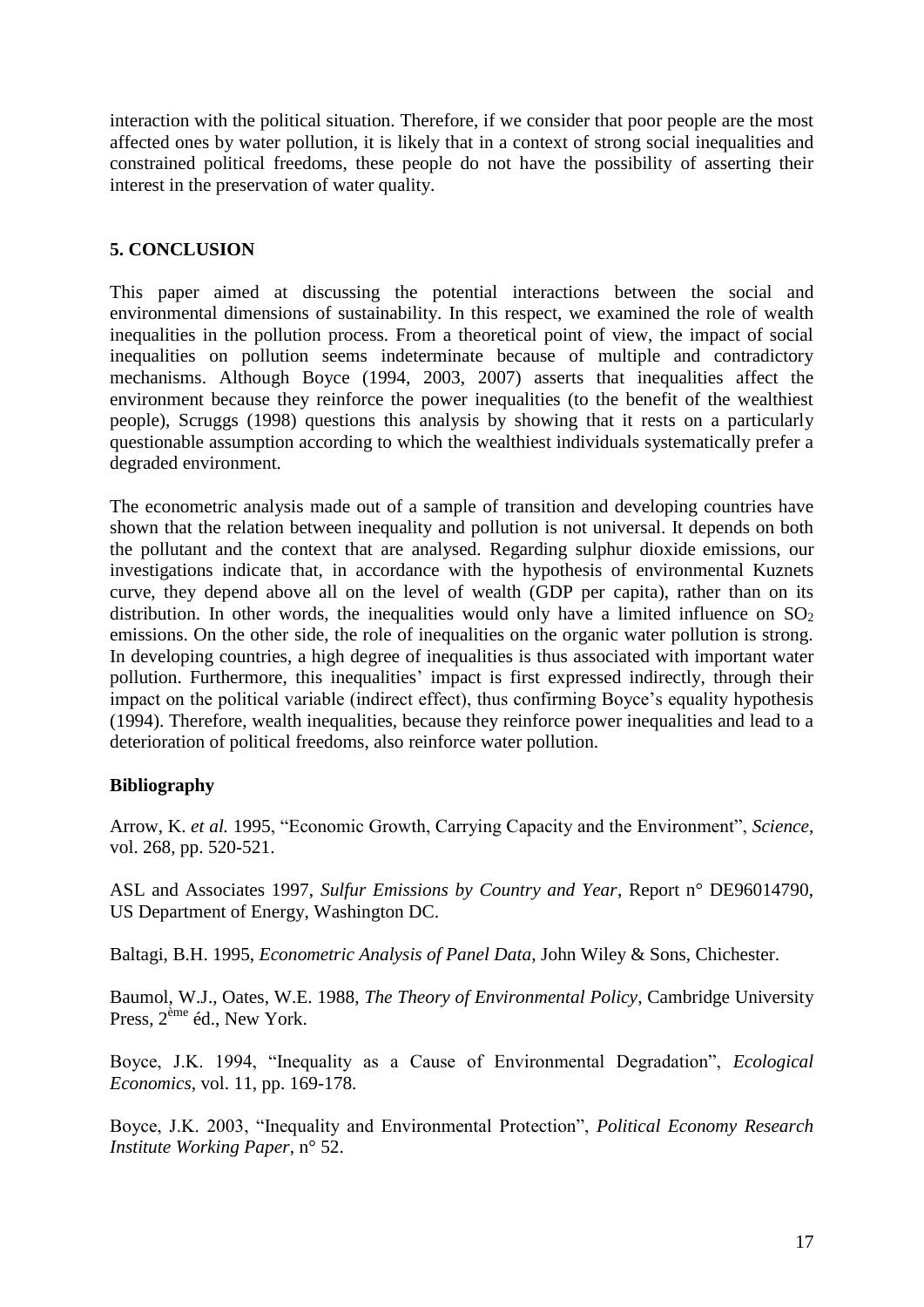interaction with the political situation. Therefore, if we consider that poor people are the most affected ones by water pollution, it is likely that in a context of strong social inequalities and constrained political freedoms, these people do not have the possibility of asserting their interest in the preservation of water quality.

## 5. CONCLUSION

This paper aimed at discussing the potential interactions between the social and environmental dimensions of sustainability. In this respect, we examined the role of wealth inequalities in the pollution process. From a theoretical point of view, the impact of social inequalities on pollution seems indeterminate because of multiple and contradictory mechanisms. Although Boyce (1994, 2003, 2007) asserts that inequalities affect the environment because they reinforce the power inequalities (to the benefit of the wealthiest people), Scruggs (1998) questions this analysis by showing that it rests on a particularly questionable assumption according to which the wealthiest individuals systematically prefer a degraded environment.

The econometric analysis made out of a sample of transition and developing countries have shown that the relation between inequality and pollution is not universal. It depends on both the pollutant and the context that are analysed. Regarding sulphur dioxide emissions, our investigations indicate that, in accordance with the hypothesis of environmental Kuznets curve, they depend above all on the level of wealth (GDP per capita), rather than on its distribution. In other words, the inequalities would only have a limited influence on $SO_2$ emissions. On the other side, the role of inequalities on the organic water pollution is strong. In developing countries, a high degree of inequalities is thus associated with important water pollution. Furthermore, this inequalities' impact is first expressed indirectly, through their impact on the political variable (indirect effect), thus confirming Boyce's equality hypothesis (1994). Therefore, wealth inequalities, because they reinforce power inequalities and lead to a deterioration of political freedoms, also reinforce water pollution.

### Bibliography

Arrow, K. *et al.* 1995, "Economic Growth, Carrying Capacity and the Environment", *Science*, vol. 268, pp. 520-521.

ASL and Associates 1997, *Sulfur Emissions by Country and Year*, Report n° DE96014790, US Department of Energy, Washington DC.

Baltagi, B.H. 1995, *Econometric Analysis of Panel Data*, John Wiley & Sons, Chichester.

Baumol, W.J., Oates, W.E. 1988, *The Theory of Environmental Policy*, Cambridge University Press, 2ème éd., New York.

Boyce, J.K. 1994, "Inequality as a Cause of Environmental Degradation", *Ecological Economics*, vol. 11, pp. 169-178.

Boyce, J.K. 2003, "Inequality and Environmental Protection", *Political Economy Research Institute Working Paper*, n° 52.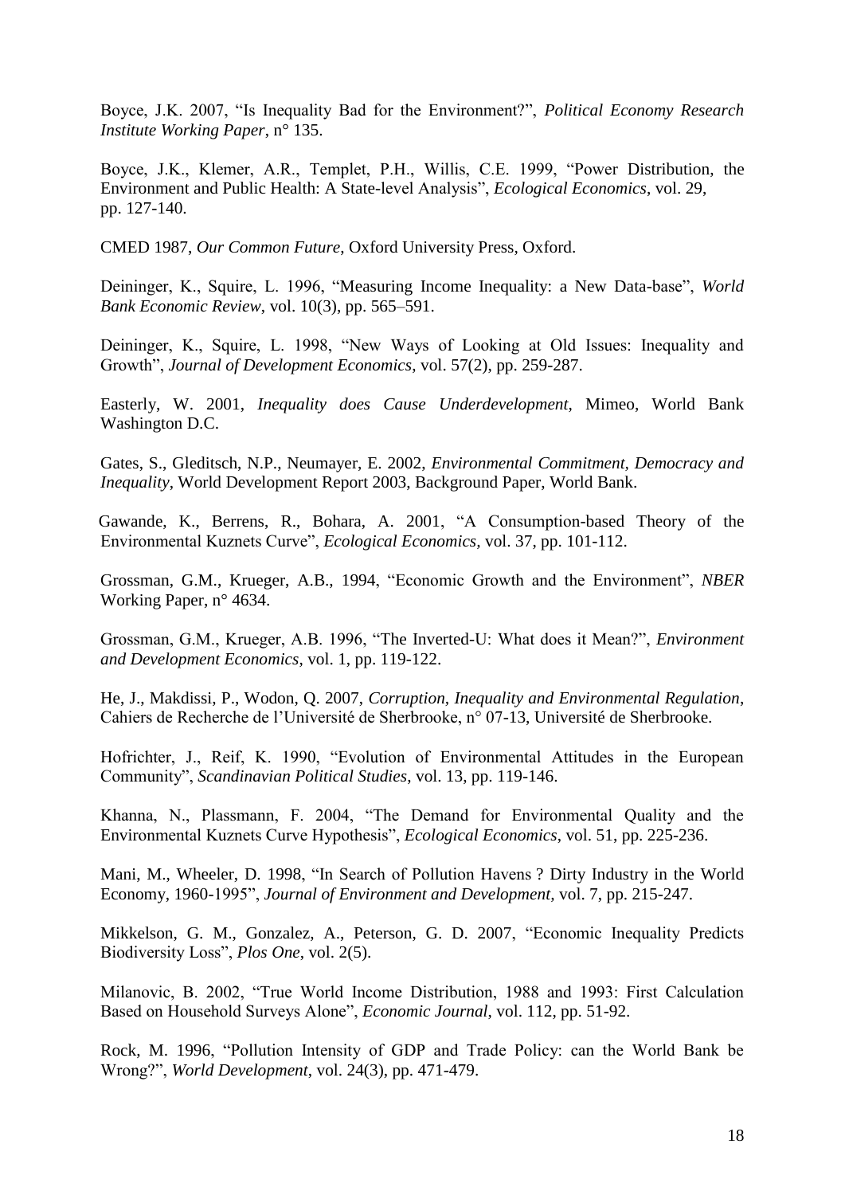Boyce, J.K. 2007, "Is Inequality Bad for the Environment?", *Political Economy Research Institute Working Paper*, n° 135.

Boyce, J.K., Klemer, A.R., Templet, P.H., Willis, C.E. 1999, "Power Distribution, the Environment and Public Health: A State-level Analysis", *Ecological Economics*, vol. 29, pp. 127-140.

CMED 1987, *Our Common Future*, Oxford University Press, Oxford.

Deininger, K., Squire, L. 1996, "Measuring Income Inequality: a New Data-base", *World Bank Economic Review*, vol. 10(3), pp. 565–591.

Deininger, K., Squire, L. 1998, "New Ways of Looking at Old Issues: Inequality and Growth", *Journal of Development Economics*, vol. 57(2), pp. 259-287.

Easterly, W. 2001, *Inequality does Cause Underdevelopment*, Mimeo, World Bank Washington D.C.

Gates, S., Gleditsch, N.P., Neumayer, E. 2002, *Environmental Commitment, Democracy and Inequality*, World Development Report 2003, Background Paper, World Bank.

Gawande, K., Berrens, R., Bohara, A. 2001, "A Consumption-based Theory of the Environmental Kuznets Curve", *Ecological Economics*, vol. 37, pp. 101-112.

Grossman, G.M., Krueger, A.B., 1994, "Economic Growth and the Environment", *NBER* Working Paper, n° 4634.

Grossman, G.M., Krueger, A.B. 1996, "The Inverted-U: What does it Mean?", *Environment and Development Economics*, vol. 1, pp. 119-122.

He, J., Makdissi, P., Wodon, Q. 2007, *Corruption, Inequality and Environmental Regulation*, Cahiers de Recherche de l'Université de Sherbrooke, n° 07-13, Université de Sherbrooke.

Hofrichter, J., Reif, K. 1990, "Evolution of Environmental Attitudes in the European Community", *Scandinavian Political Studies*, vol. 13, pp. 119-146.

Khanna, N., Plassmann, F. 2004, "The Demand for Environmental Quality and the Environmental Kuznets Curve Hypothesis", *Ecological Economics*, vol. 51, pp. 225-236.

Mani, M., Wheeler, D. 1998, "In Search of Pollution Havens ? Dirty Industry in the World Economy, 1960-1995", *Journal of Environment and Development,* vol. 7, pp. 215-247.

Mikkelson, G. M., Gonzalez, A., Peterson, G. D. 2007, "Economic Inequality Predicts Biodiversity Loss", *Plos One*, vol. 2(5).

Milanovic, B. 2002, "True World Income Distribution, 1988 and 1993: First Calculation Based on Household Surveys Alone", *Economic Journal*, vol. 112, pp. 51-92.

Rock, M. 1996, "Pollution Intensity of GDP and Trade Policy: can the World Bank be Wrong?", *World Development*, vol. 24(3), pp. 471-479.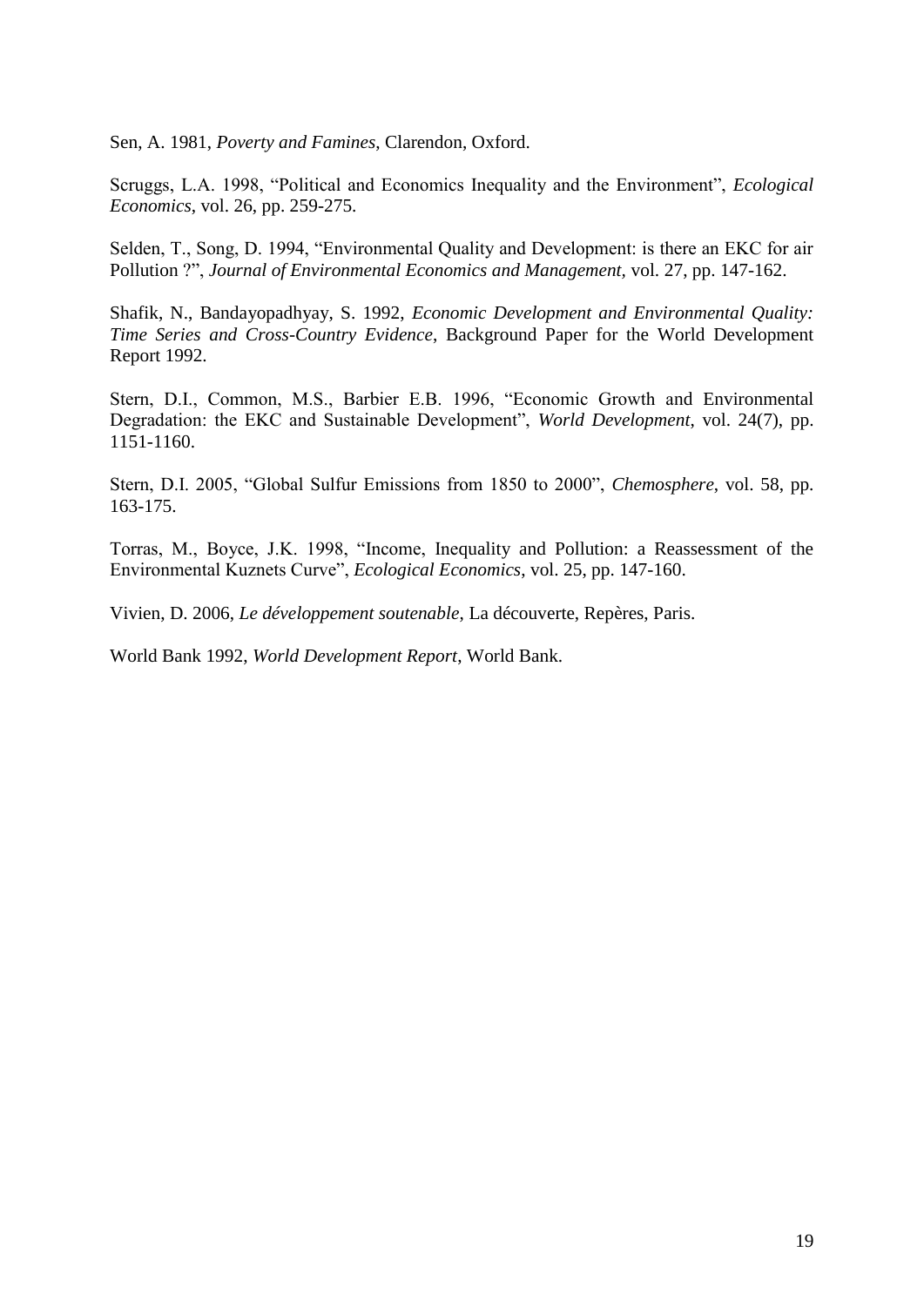Sen, A. 1981, *Poverty and Famines*, Clarendon, Oxford.

Scruggs, L.A. 1998, "Political and Economics Inequality and the Environment", *Ecological Economics*, vol. 26, pp. 259-275.

Selden, T., Song, D. 1994, "Environmental Quality and Development: is there an EKC for air Pollution ?", *Journal of Environmental Economics and Management*, vol. 27, pp. 147-162.

Shafik, N., Bandayopadhyay, S. 1992, *Economic Development and Environmental Quality: Time Series and Cross-Country Evidence*, Background Paper for the World Development Report 1992.

Stern, D.I., Common, M.S., Barbier E.B. 1996, "Economic Growth and Environmental Degradation: the EKC and Sustainable Development", *World Development*, vol. 24(7), pp. 1151-1160.

Stern, D.I. 2005, "Global Sulfur Emissions from 1850 to 2000", *Chemosphere*, vol. 58, pp. 163-175.

Torras, M., Boyce, J.K. 1998, "Income, Inequality and Pollution: a Reassessment of the Environmental Kuznets Curve", *Ecological Economics*, vol. 25, pp. 147-160.

Vivien, D. 2006, *Le développement soutenable*, La découverte, Repères, Paris.

World Bank 1992, *World Development Report*, World Bank.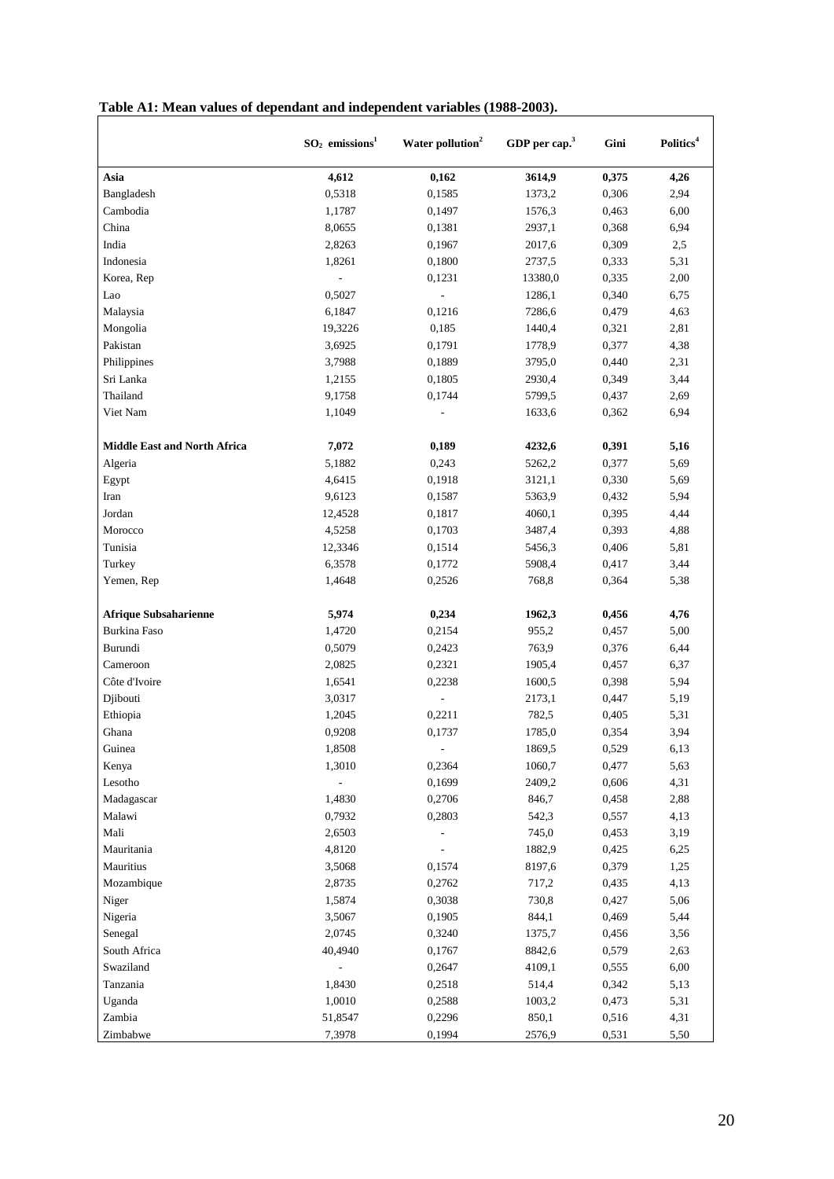**Table A1: Mean values of dependant and independent variables (1988-2003).**

| | $SO_2$ emissions[1] | Water pollution[2] | GDP per cap.[3] | Gini | Politics[4] |
|---|---|---|---|---|---|
| **Asia** | **4,612** | **0,162** | **3614,9** | **0,375** | **4,26** |
| Bangladesh | 0,5318 | 0,1585 | 1373,2 | 0,306 | 2,94 |
| Cambodia | 1,1787 | 0,1497 | 1576,3 | 0,463 | 6,00 |
| China | 8,0655 | 0,1381 | 2937,1 | 0,368 | 6,94 |
| India | 2,8263 | 0,1967 | 2017,6 | 0,309 | 2,5 |
| Indonesia | 1,8261 | 0,1800 | 2737,5 | 0,333 | 5,31 |
| Korea, Rep | - | 0,1231 | 13380,0 | 0,335 | 2,00 |
| Lao | 0,5027 | - | 1286,1 | 0,340 | 6,75 |
| Malaysia | 6,1847 | 0,1216 | 7286,6 | 0,479 | 4,63 |
| Mongolia | 19,3226 | 0,185 | 1440,4 | 0,321 | 2,81 |
| Pakistan | 3,6925 | 0,1791 | 1778,9 | 0,377 | 4,38 |
| Philippines | 3,7988 | 0,1889 | 3795,0 | 0,440 | 2,31 |
| Sri Lanka | 1,2155 | 0,1805 | 2930,4 | 0,349 | 3,44 |
| Thailand | 9,1758 | 0,1744 | 5799,5 | 0,437 | 2,69 |
| Viet Nam | 1,1049 | - | 1633,6 | 0,362 | 6,94 |
| **Middle East and North Africa** | **7,072** | **0,189** | **4232,6** | **0,391** | **5,16** |
| Algeria | 5,1882 | 0,243 | 5262,2 | 0,377 | 5,69 |
| Egypt | 4,6415 | 0,1918 | 3121,1 | 0,330 | 5,69 |
| Iran | 9,6123 | 0,1587 | 5363,9 | 0,432 | 5,94 |
| Jordan | 12,4528 | 0,1817 | 4060,1 | 0,395 | 4,44 |
| Morocco | 4,5258 | 0,1703 | 3487,4 | 0,393 | 4,88 |
| Tunisia | 12,3346 | 0,1514 | 5456,3 | 0,406 | 5,81 |
| Turkey | 6,3578 | 0,1772 | 5908,4 | 0,417 | 3,44 |
| Yemen, Rep | 1,4648 | 0,2526 | 768,8 | 0,364 | 5,38 |
| **Afrique Subsaharienne** | **5,974** | **0,234** | **1962,3** | **0,456** | **4,76** |
| Burkina Faso | 1,4720 | 0,2154 | 955,2 | 0,457 | 5,00 |
| Burundi | 0,5079 | 0,2423 | 763,9 | 0,376 | 6,44 |
| Cameroon | 2,0825 | 0,2321 | 1905,4 | 0,457 | 6,37 |
| Côte d'Ivoire | 1,6541 | 0,2238 | 1600,5 | 0,398 | 5,94 |
| Djibouti | 3,0317 | - | 2173,1 | 0,447 | 5,19 |
| Ethiopia | 1,2045 | 0,2211 | 782,5 | 0,405 | 5,31 |
| Ghana | 0,9208 | 0,1737 | 1785,0 | 0,354 | 3,94 |
| Guinea | 1,8508 | - | 1869,5 | 0,529 | 6,13 |
| Kenya | 1,3010 | 0,2364 | 1060,7 | 0,477 | 5,63 |
| Lesotho | - | 0,1699 | 2409,2 | 0,606 | 4,31 |
| Madagascar | 1,4830 | 0,2706 | 846,7 | 0,458 | 2,88 |
| Malawi | 0,7932 | 0,2803 | 542,3 | 0,557 | 4,13 |
| Mali | 2,6503 | - | 745,0 | 0,453 | 3,19 |
| Mauritania | 4,8120 | - | 1882,9 | 0,425 | 6,25 |
| Mauritius | 3,5068 | 0,1574 | 8197,6 | 0,379 | 1,25 |
| Mozambique | 2,8735 | 0,2762 | 717,2 | 0,435 | 4,13 |
| Niger | 1,5874 | 0,3038 | 730,8 | 0,427 | 5,06 |
| Nigeria | 3,5067 | 0,1905 | 844,1 | 0,469 | 5,44 |
| Senegal | 2,0745 | 0,3240 | 1375,7 | 0,456 | 3,56 |
| South Africa | 40,4940 | 0,1767 | 8842,6 | 0,579 | 2,63 |
| Swaziland | - | 0,2647 | 4109,1 | 0,555 | 6,00 |
| Tanzania | 1,8430 | 0,2518 | 514,4 | 0,342 | 5,13 |
| Uganda | 1,0010 | 0,2588 | 1003,2 | 0,473 | 5,31 |
| Zambia | 51,8547 | 0,2296 | 850,1 | 0,516 | 4,31 |
| Zimbabwe | 7,3978 | 0,1994 | 2576,9 | 0,531 | 5,50 |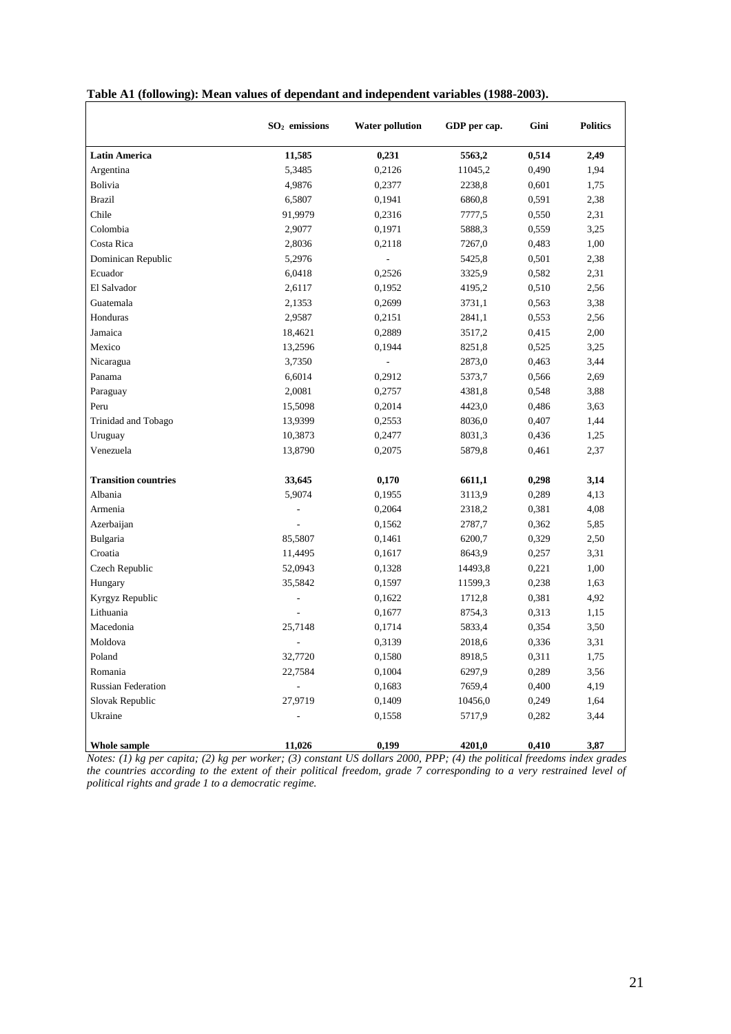**Table A1 (following): Mean values of dependant and independent variables (1988-2003).**

| | $SO_2$ emissions | Water pollution | GDP per cap. | Gini | Politics |
|---|---|---|---|---|---|
| **Latin America** | **11,585** | **0,231** | **5563,2** | **0,514** | **2,49** |
| Argentina | 5,3485 | 0,2126 | 11045,2 | 0,490 | 1,94 |
| Bolivia | 4,9876 | 0,2377 | 2238,8 | 0,601 | 1,75 |
| Brazil | 6,5807 | 0,1941 | 6860,8 | 0,591 | 2,38 |
| Chile | 91,9979 | 0,2316 | 7777,5 | 0,550 | 2,31 |
| Colombia | 2,9077 | 0,1971 | 5888,3 | 0,559 | 3,25 |
| Costa Rica | 2,8036 | 0,2118 | 7267,0 | 0,483 | 1,00 |
| Dominican Republic | 5,2976 | - | 5425,8 | 0,501 | 2,38 |
| Ecuador | 6,0418 | 0,2526 | 3325,9 | 0,582 | 2,31 |
| El Salvador | 2,6117 | 0,1952 | 4195,2 | 0,510 | 2,56 |
| Guatemala | 2,1353 | 0,2699 | 3731,1 | 0,563 | 3,38 |
| Honduras | 2,9587 | 0,2151 | 2841,1 | 0,553 | 2,56 |
| Jamaica | 18,4621 | 0,2889 | 3517,2 | 0,415 | 2,00 |
| Mexico | 13,2596 | 0,1944 | 8251,8 | 0,525 | 3,25 |
| Nicaragua | 3,7350 | - | 2873,0 | 0,463 | 3,44 |
| Panama | 6,6014 | 0,2912 | 5373,7 | 0,566 | 2,69 |
| Paraguay | 2,0081 | 0,2757 | 4381,8 | 0,548 | 3,88 |
| Peru | 15,5098 | 0,2014 | 4423,0 | 0,486 | 3,63 |
| Trinidad and Tobago | 13,9399 | 0,2553 | 8036,0 | 0,407 | 1,44 |
| Uruguay | 10,3873 | 0,2477 | 8031,3 | 0,436 | 1,25 |
| Venezuela | 13,8790 | 0,2075 | 5879,8 | 0,461 | 2,37 |
| **Transition countries** | **33,645** | **0,170** | **6611,1** | **0,298** | **3,14** |
| Albania | 5,9074 | 0,1955 | 3113,9 | 0,289 | 4,13 |
| Armenia | - | 0,2064 | 2318,2 | 0,381 | 4,08 |
| Azerbaijan | - | 0,1562 | 2787,7 | 0,362 | 5,85 |
| Bulgaria | 85,5807 | 0,1461 | 6200,7 | 0,329 | 2,50 |
| Croatia | 11,4495 | 0,1617 | 8643,9 | 0,257 | 3,31 |
| Czech Republic | 52,0943 | 0,1328 | 14493,8 | 0,221 | 1,00 |
| Hungary | 35,5842 | 0,1597 | 11599,3 | 0,238 | 1,63 |
| Kyrgyz Republic | - | 0,1622 | 1712,8 | 0,381 | 4,92 |
| Lithuania | - | 0,1677 | 8754,3 | 0,313 | 1,15 |
| Macedonia | 25,7148 | 0,1714 | 5833,4 | 0,354 | 3,50 |
| Moldova | - | 0,3139 | 2018,6 | 0,336 | 3,31 |
| Poland | 32,7720 | 0,1580 | 8918,5 | 0,311 | 1,75 |
| Romania | 22,7584 | 0,1004 | 6297,9 | 0,289 | 3,56 |
| Russian Federation | - | 0,1683 | 7659,4 | 0,400 | 4,19 |
| Slovak Republic | 27,9719 | 0,1409 | 10456,0 | 0,249 | 1,64 |
| Ukraine | - | 0,1558 | 5717,9 | 0,282 | 3,44 |
| **Whole sample** | **11,026** | **0,199** | **4201,0** | **0,410** | **3,87** |

*Notes: (1) kg per capita; (2) kg per worker; (3) constant US dollars 2000, PPP; (4) the political freedoms index grades the countries according to the extent of their political freedom, grade 7 corresponding to a very restrained level of political rights and grade 1 to a democratic regime.*